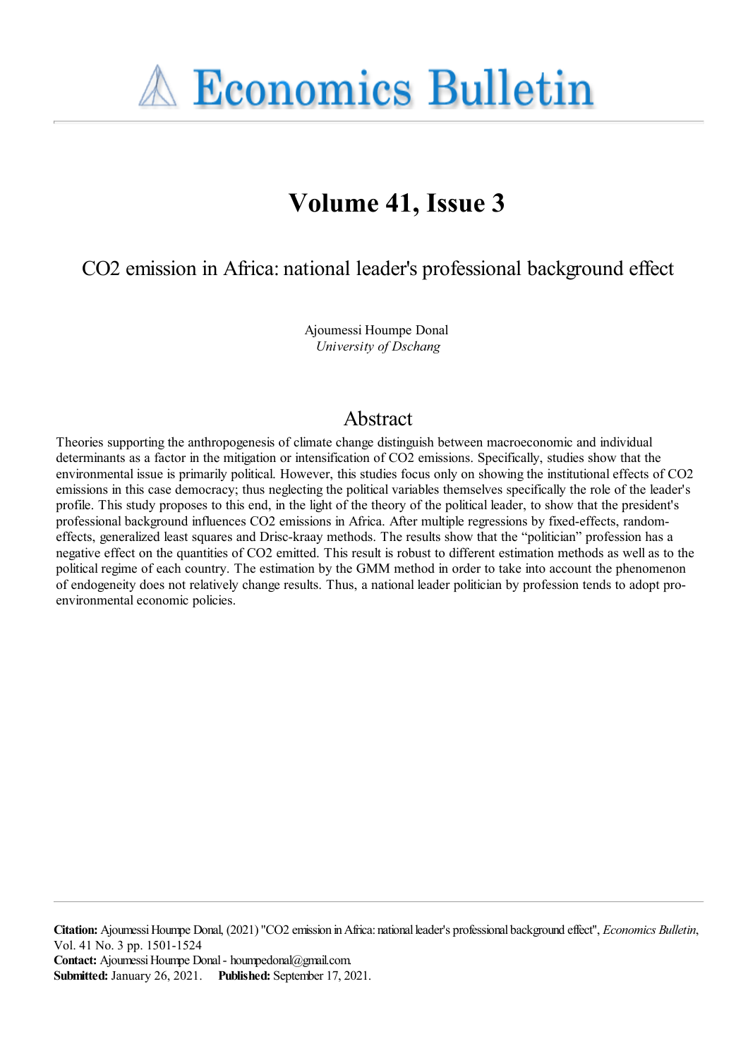# Economics Bulletin

## Volume 41, Issue 3

### CO2 emission in Africa: national leader's professional background effect

Ajoumessi Houmpe Donal
*University of Dschang*

## Abstract

Theories supporting the anthropogenesis of climate change distinguish between macroeconomic and individual determinants as a factor in the mitigation or intensification of CO2 emissions. Specifically, studies show that the environmental issue is primarily political. However, this studies focus only on showing the institutional effects of CO2 emissions in this case democracy; thus neglecting the political variables themselves specifically the role of the leader's profile. This study proposes to this end, in the light of the theory of the political leader, to show that the president's professional background influences CO2 emissions in Africa. After multiple regressions by fixed-effects, random-effects, generalized least squares and Drisc-kraay methods. The results show that the "politician" profession has a negative effect on the quantities of CO2 emitted. This result is robust to different estimation methods as well as to the political regime of each country. The estimation by the GMM method in order to take into account the phenomenon of endogeneity does not relatively change results. Thus, a national leader politician by profession tends to adopt pro-environmental economic policies.

**Citation:** Ajoumessi Houmpe Donal, (2021) "CO2 emission in Africa: national leader's professional background effect", *Economics Bulletin*, Vol. 41 No. 3 pp. 1501-1524
**Contact:** Ajoumessi Houmpe Donal - houmpedonal@gmail.com.
**Submitted:** January 26, 2021. **Published:** September 17, 2021.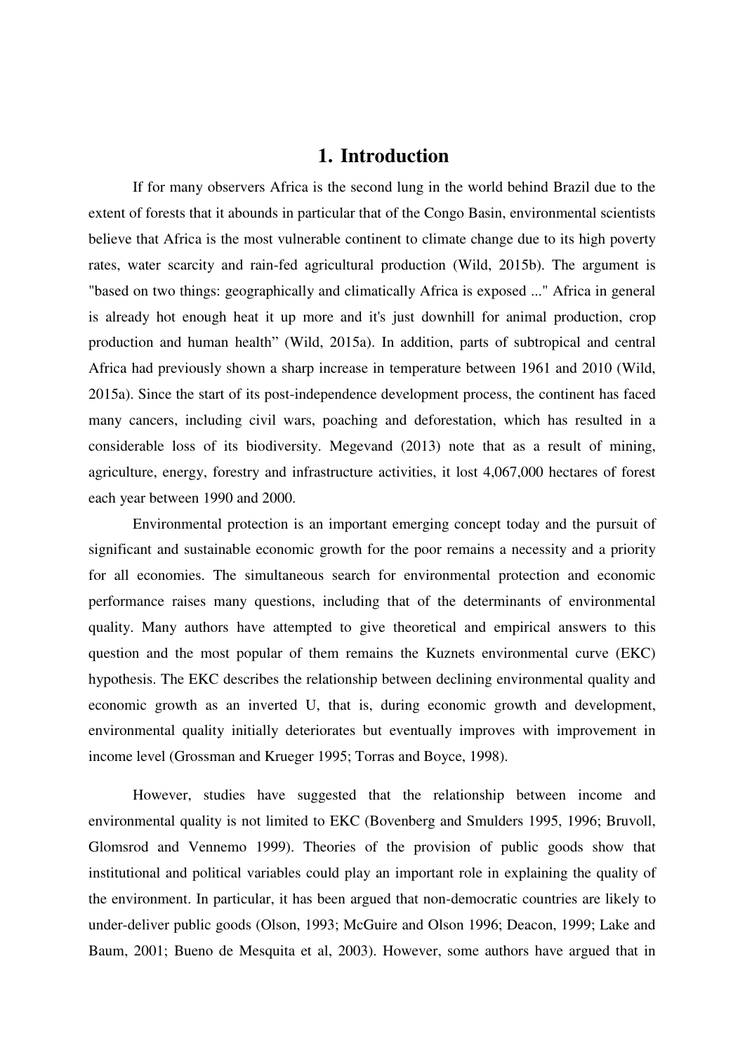# 1. Introduction

If for many observers Africa is the second lung in the world behind Brazil due to the extent of forests that it abounds in particular that of the Congo Basin, environmental scientists believe that Africa is the most vulnerable continent to climate change due to its high poverty rates, water scarcity and rain-fed agricultural production (Wild, 2015b). The argument is "based on two things: geographically and climatically Africa is exposed ..." Africa in general is already hot enough heat it up more and it's just downhill for animal production, crop production and human health" (Wild, 2015a). In addition, parts of subtropical and central Africa had previously shown a sharp increase in temperature between 1961 and 2010 (Wild, 2015a). Since the start of its post-independence development process, the continent has faced many cancers, including civil wars, poaching and deforestation, which has resulted in a considerable loss of its biodiversity. Megevand (2013) note that as a result of mining, agriculture, energy, forestry and infrastructure activities, it lost 4,067,000 hectares of forest each year between 1990 and 2000.

Environmental protection is an important emerging concept today and the pursuit of significant and sustainable economic growth for the poor remains a necessity and a priority for all economies. The simultaneous search for environmental protection and economic performance raises many questions, including that of the determinants of environmental quality. Many authors have attempted to give theoretical and empirical answers to this question and the most popular of them remains the Kuznets environmental curve (EKC) hypothesis. The EKC describes the relationship between declining environmental quality and economic growth as an inverted U, that is, during economic growth and development, environmental quality initially deteriorates but eventually improves with improvement in income level (Grossman and Krueger 1995; Torras and Boyce, 1998).

However, studies have suggested that the relationship between income and environmental quality is not limited to EKC (Bovenberg and Smulders 1995, 1996; Bruvoll, Glomsrod and Vennemo 1999). Theories of the provision of public goods show that institutional and political variables could play an important role in explaining the quality of the environment. In particular, it has been argued that non-democratic countries are likely to under-deliver public goods (Olson, 1993; McGuire and Olson 1996; Deacon, 1999; Lake and Baum, 2001; Bueno de Mesquita et al, 2003). However, some authors have argued that in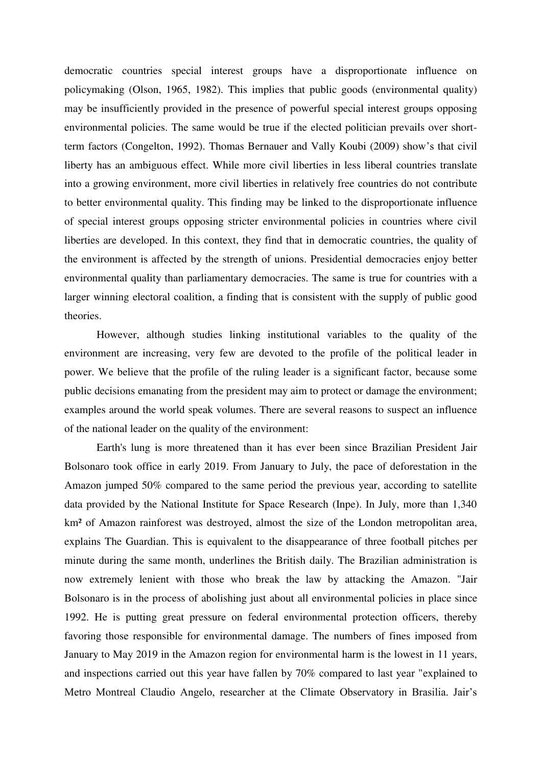democratic countries special interest groups have a disproportionate influence on policymaking (Olson, 1965, 1982). This implies that public goods (environmental quality) may be insufficiently provided in the presence of powerful special interest groups opposing environmental policies. The same would be true if the elected politician prevails over short-term factors (Congelton, 1992). Thomas Bernauer and Vally Koubi (2009) show's that civil liberty has an ambiguous effect. While more civil liberties in less liberal countries translate into a growing environment, more civil liberties in relatively free countries do not contribute to better environmental quality. This finding may be linked to the disproportionate influence of special interest groups opposing stricter environmental policies in countries where civil liberties are developed. In this context, they find that in democratic countries, the quality of the environment is affected by the strength of unions. Presidential democracies enjoy better environmental quality than parliamentary democracies. The same is true for countries with a larger winning electoral coalition, a finding that is consistent with the supply of public good theories.

However, although studies linking institutional variables to the quality of the environment are increasing, very few are devoted to the profile of the political leader in power. We believe that the profile of the ruling leader is a significant factor, because some public decisions emanating from the president may aim to protect or damage the environment; examples around the world speak volumes. There are several reasons to suspect an influence of the national leader on the quality of the environment:

Earth's lung is more threatened than it has ever been since Brazilian President Jair Bolsonaro took office in early 2019. From January to July, the pace of deforestation in the Amazon jumped 50% compared to the same period the previous year, according to satellite data provided by the National Institute for Space Research (Inpe). In July, more than 1,340 km² of Amazon rainforest was destroyed, almost the size of the London metropolitan area, explains The Guardian. This is equivalent to the disappearance of three football pitches per minute during the same month, underlines the British daily. The Brazilian administration is now extremely lenient with those who break the law by attacking the Amazon. "Jair Bolsonaro is in the process of abolishing just about all environmental policies in place since 1992. He is putting great pressure on federal environmental protection officers, thereby favoring those responsible for environmental damage. The numbers of fines imposed from January to May 2019 in the Amazon region for environmental harm is the lowest in 11 years, and inspections carried out this year have fallen by 70% compared to last year "explained to Metro Montreal Claudio Angelo, researcher at the Climate Observatory in Brasilia. Jair's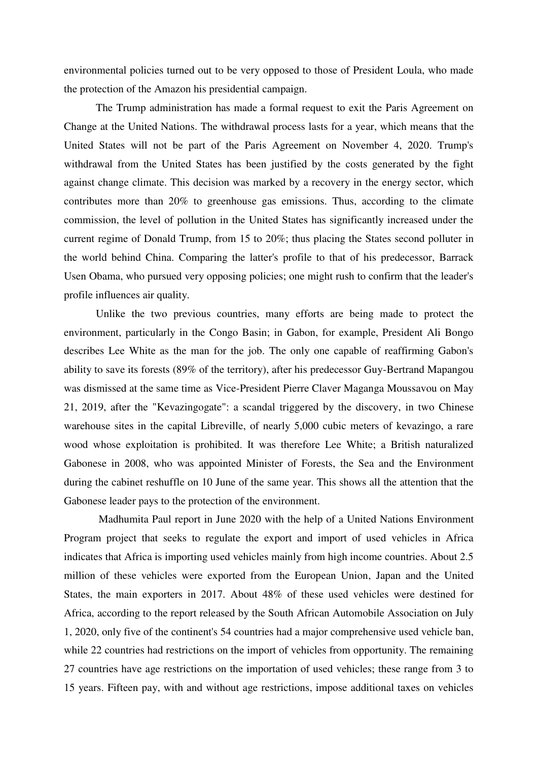environmental policies turned out to be very opposed to those of President Loula, who made the protection of the Amazon his presidential campaign.

The Trump administration has made a formal request to exit the Paris Agreement on Change at the United Nations. The withdrawal process lasts for a year, which means that the United States will not be part of the Paris Agreement on November 4, 2020. Trump's withdrawal from the United States has been justified by the costs generated by the fight against change climate. This decision was marked by a recovery in the energy sector, which contributes more than 20% to greenhouse gas emissions. Thus, according to the climate commission, the level of pollution in the United States has significantly increased under the current regime of Donald Trump, from 15 to 20%; thus placing the States second polluter in the world behind China. Comparing the latter's profile to that of his predecessor, Barrack Usen Obama, who pursued very opposing policies; one might rush to confirm that the leader's profile influences air quality.

Unlike the two previous countries, many efforts are being made to protect the environment, particularly in the Congo Basin; in Gabon, for example, President Ali Bongo describes Lee White as the man for the job. The only one capable of reaffirming Gabon's ability to save its forests (89% of the territory), after his predecessor Guy-Bertrand Mapangou was dismissed at the same time as Vice-President Pierre Claver Maganga Moussavou on May 21, 2019, after the "Kevazingogate": a scandal triggered by the discovery, in two Chinese warehouse sites in the capital Libreville, of nearly 5,000 cubic meters of kevazingo, a rare wood whose exploitation is prohibited. It was therefore Lee White; a British naturalized Gabonese in 2008, who was appointed Minister of Forests, the Sea and the Environment during the cabinet reshuffle on 10 June of the same year. This shows all the attention that the Gabonese leader pays to the protection of the environment.

Madhumita Paul report in June 2020 with the help of a United Nations Environment Program project that seeks to regulate the export and import of used vehicles in Africa indicates that Africa is importing used vehicles mainly from high income countries. About 2.5 million of these vehicles were exported from the European Union, Japan and the United States, the main exporters in 2017. About 48% of these used vehicles were destined for Africa, according to the report released by the South African Automobile Association on July 1, 2020, only five of the continent's 54 countries had a major comprehensive used vehicle ban, while 22 countries had restrictions on the import of vehicles from opportunity. The remaining 27 countries have age restrictions on the importation of used vehicles; these range from 3 to 15 years. Fifteen pay, with and without age restrictions, impose additional taxes on vehicles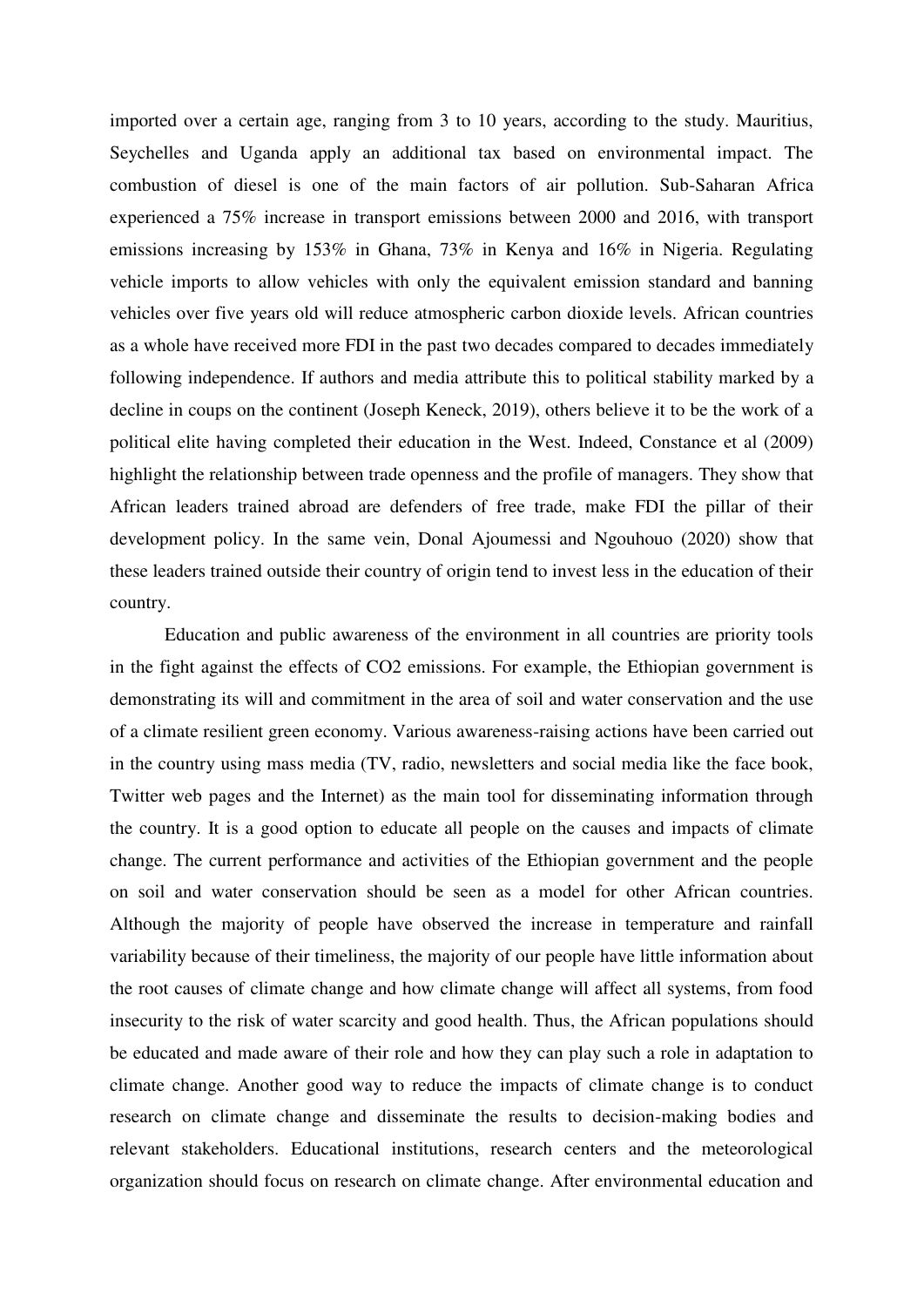imported over a certain age, ranging from 3 to 10 years, according to the study. Mauritius, Seychelles and Uganda apply an additional tax based on environmental impact. The combustion of diesel is one of the main factors of air pollution. Sub-Saharan Africa experienced a 75% increase in transport emissions between 2000 and 2016, with transport emissions increasing by 153% in Ghana, 73% in Kenya and 16% in Nigeria. Regulating vehicle imports to allow vehicles with only the equivalent emission standard and banning vehicles over five years old will reduce atmospheric carbon dioxide levels. African countries as a whole have received more FDI in the past two decades compared to decades immediately following independence. If authors and media attribute this to political stability marked by a decline in coups on the continent (Joseph Keneck, 2019), others believe it to be the work of a political elite having completed their education in the West. Indeed, Constance et al (2009) highlight the relationship between trade openness and the profile of managers. They show that African leaders trained abroad are defenders of free trade, make FDI the pillar of their development policy. In the same vein, Donal Ajoumessi and Ngouhouo (2020) show that these leaders trained outside their country of origin tend to invest less in the education of their country.

Education and public awareness of the environment in all countries are priority tools in the fight against the effects of $CO_2$ emissions. For example, the Ethiopian government is demonstrating its will and commitment in the area of soil and water conservation and the use of a climate resilient green economy. Various awareness-raising actions have been carried out in the country using mass media (TV, radio, newsletters and social media like the face book, Twitter web pages and the Internet) as the main tool for disseminating information through the country. It is a good option to educate all people on the causes and impacts of climate change. The current performance and activities of the Ethiopian government and the people on soil and water conservation should be seen as a model for other African countries. Although the majority of people have observed the increase in temperature and rainfall variability because of their timeliness, the majority of our people have little information about the root causes of climate change and how climate change will affect all systems, from food insecurity to the risk of water scarcity and good health. Thus, the African populations should be educated and made aware of their role and how they can play such a role in adaptation to climate change. Another good way to reduce the impacts of climate change is to conduct research on climate change and disseminate the results to decision-making bodies and relevant stakeholders. Educational institutions, research centers and the meteorological organization should focus on research on climate change. After environmental education and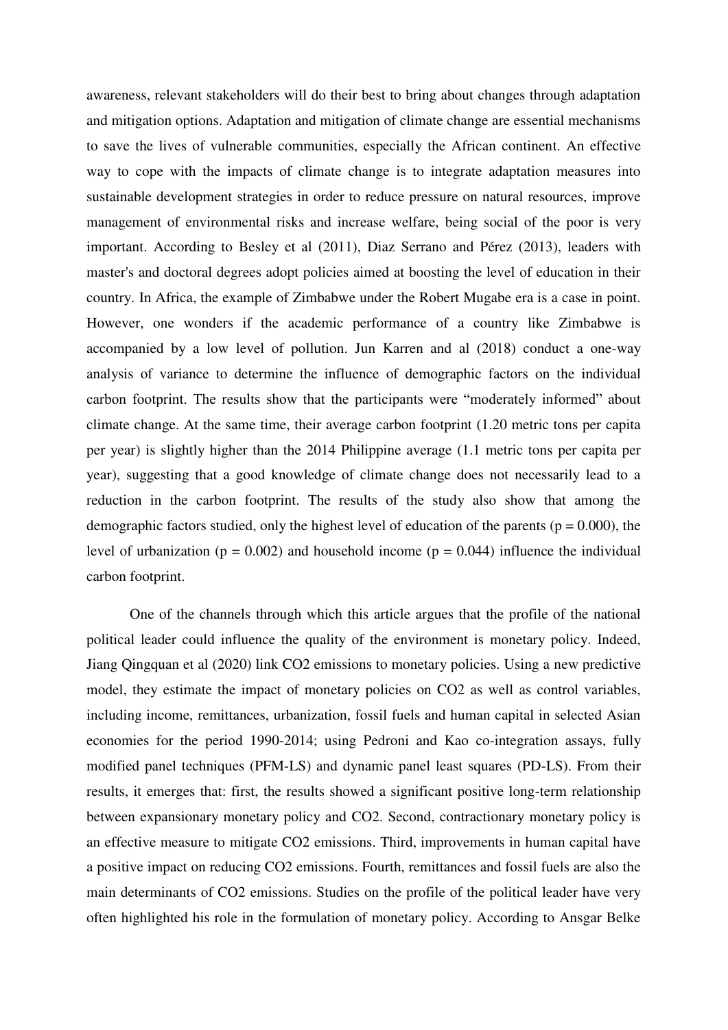awareness, relevant stakeholders will do their best to bring about changes through adaptation and mitigation options. Adaptation and mitigation of climate change are essential mechanisms to save the lives of vulnerable communities, especially the African continent. An effective way to cope with the impacts of climate change is to integrate adaptation measures into sustainable development strategies in order to reduce pressure on natural resources, improve management of environmental risks and increase welfare, being social of the poor is very important. According to Besley et al (2011), Diaz Serrano and Pérez (2013), leaders with master's and doctoral degrees adopt policies aimed at boosting the level of education in their country. In Africa, the example of Zimbabwe under the Robert Mugabe era is a case in point. However, one wonders if the academic performance of a country like Zimbabwe is accompanied by a low level of pollution. Jun Karren and al (2018) conduct a one-way analysis of variance to determine the influence of demographic factors on the individual carbon footprint. The results show that the participants were "moderately informed" about climate change. At the same time, their average carbon footprint (1.20 metric tons per capita per year) is slightly higher than the 2014 Philippine average (1.1 metric tons per capita per year), suggesting that a good knowledge of climate change does not necessarily lead to a reduction in the carbon footprint. The results of the study also show that among the demographic factors studied, only the highest level of education of the parents ($p = 0.000$), the level of urbanization ($p = 0.002$) and household income ($p = 0.044$) influence the individual carbon footprint.

One of the channels through which this article argues that the profile of the national political leader could influence the quality of the environment is monetary policy. Indeed, Jiang Qingquan et al (2020) link $CO_2$ emissions to monetary policies. Using a new predictive model, they estimate the impact of monetary policies on $CO_2$ as well as control variables, including income, remittances, urbanization, fossil fuels and human capital in selected Asian economies for the period 1990-2014; using Pedroni and Kao co-integration assays, fully modified panel techniques (PFM-LS) and dynamic panel least squares (PD-LS). From their results, it emerges that: first, the results showed a significant positive long-term relationship between expansionary monetary policy and $CO_2$. Second, contractionary monetary policy is an effective measure to mitigate $CO_2$ emissions. Third, improvements in human capital have a positive impact on reducing $CO_2$ emissions. Fourth, remittances and fossil fuels are also the main determinants of $CO_2$ emissions. Studies on the profile of the political leader have very often highlighted his role in the formulation of monetary policy. According to Ansgar Belke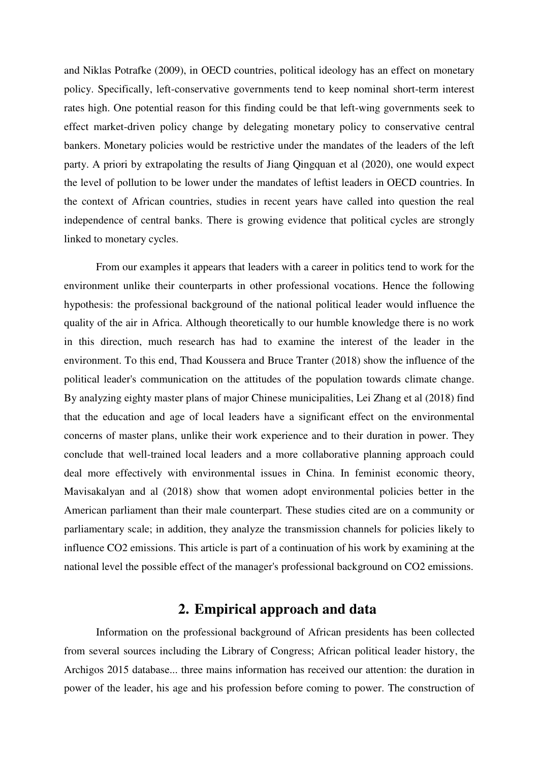and Niklas Potrafke (2009), in OECD countries, political ideology has an effect on monetary policy. Specifically, left-conservative governments tend to keep nominal short-term interest rates high. One potential reason for this finding could be that left-wing governments seek to effect market-driven policy change by delegating monetary policy to conservative central bankers. Monetary policies would be restrictive under the mandates of the leaders of the left party. A priori by extrapolating the results of Jiang Qingquan et al (2020), one would expect the level of pollution to be lower under the mandates of leftist leaders in OECD countries. In the context of African countries, studies in recent years have called into question the real independence of central banks. There is growing evidence that political cycles are strongly linked to monetary cycles.

From our examples it appears that leaders with a career in politics tend to work for the environment unlike their counterparts in other professional vocations. Hence the following hypothesis: the professional background of the national political leader would influence the quality of the air in Africa. Although theoretically to our humble knowledge there is no work in this direction, much research has had to examine the interest of the leader in the environment. To this end, Thad Koussera and Bruce Tranter (2018) show the influence of the political leader's communication on the attitudes of the population towards climate change. By analyzing eighty master plans of major Chinese municipalities, Lei Zhang et al (2018) find that the education and age of local leaders have a significant effect on the environmental concerns of master plans, unlike their work experience and to their duration in power. They conclude that well-trained local leaders and a more collaborative planning approach could deal more effectively with environmental issues in China. In feminist economic theory, Mavisakalyan and al (2018) show that women adopt environmental policies better in the American parliament than their male counterpart. These studies cited are on a community or parliamentary scale; in addition, they analyze the transmission channels for policies likely to influence CO2 emissions. This article is part of a continuation of his work by examining at the national level the possible effect of the manager's professional background on CO2 emissions.

## 2. Empirical approach and data

Information on the professional background of African presidents has been collected from several sources including the Library of Congress; African political leader history, the Archigos 2015 database... three mains information has received our attention: the duration in power of the leader, his age and his profession before coming to power. The construction of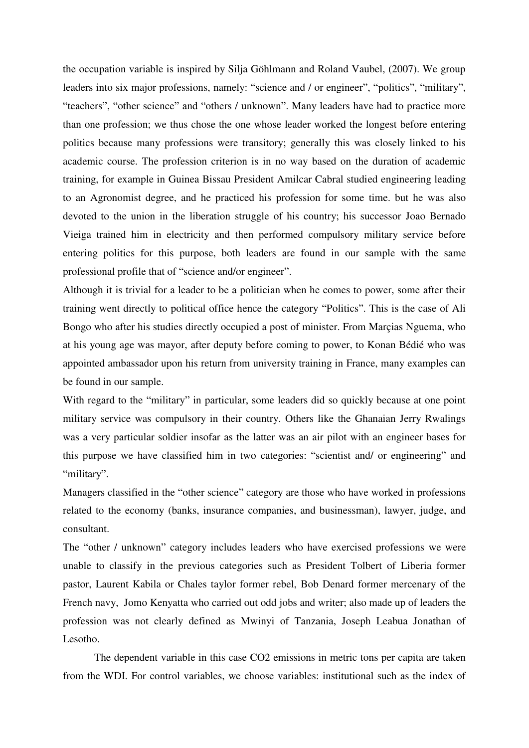the occupation variable is inspired by Silja Göhlmann and Roland Vaubel, (2007). We group leaders into six major professions, namely: "science and / or engineer", "politics", "military", "teachers", "other science" and "others / unknown". Many leaders have had to practice more than one profession; we thus chose the one whose leader worked the longest before entering politics because many professions were transitory; generally this was closely linked to his academic course. The profession criterion is in no way based on the duration of academic training, for example in Guinea Bissau President Amilcar Cabral studied engineering leading to an Agronomist degree, and he practiced his profession for some time. but he was also devoted to the union in the liberation struggle of his country; his successor Joao Bernado Vieiga trained him in electricity and then performed compulsory military service before entering politics for this purpose, both leaders are found in our sample with the same professional profile that of "science and/or engineer".

Although it is trivial for a leader to be a politician when he comes to power, some after their training went directly to political office hence the category "Politics". This is the case of Ali Bongo who after his studies directly occupied a post of minister. From Marçias Nguema, who at his young age was mayor, after deputy before coming to power, to Konan Bédié who was appointed ambassador upon his return from university training in France, many examples can be found in our sample.

With regard to the "military" in particular, some leaders did so quickly because at one point military service was compulsory in their country. Others like the Ghanaian Jerry Rwalings was a very particular soldier insofar as the latter was an air pilot with an engineer bases for this purpose we have classified him in two categories: "scientist and/ or engineering" and "military".

Managers classified in the "other science" category are those who have worked in professions related to the economy (banks, insurance companies, and businessman), lawyer, judge, and consultant.

The "other / unknown" category includes leaders who have exercised professions we were unable to classify in the previous categories such as President Tolbert of Liberia former pastor, Laurent Kabila or Chales taylor former rebel, Bob Denard former mercenary of the French navy, Jomo Kenyatta who carried out odd jobs and writer; also made up of leaders the profession was not clearly defined as Mwinyi of Tanzania, Joseph Leabua Jonathan of Lesotho.

The dependent variable in this case $CO_2$ emissions in metric tons per capita are taken from the WDI. For control variables, we choose variables: institutional such as the index of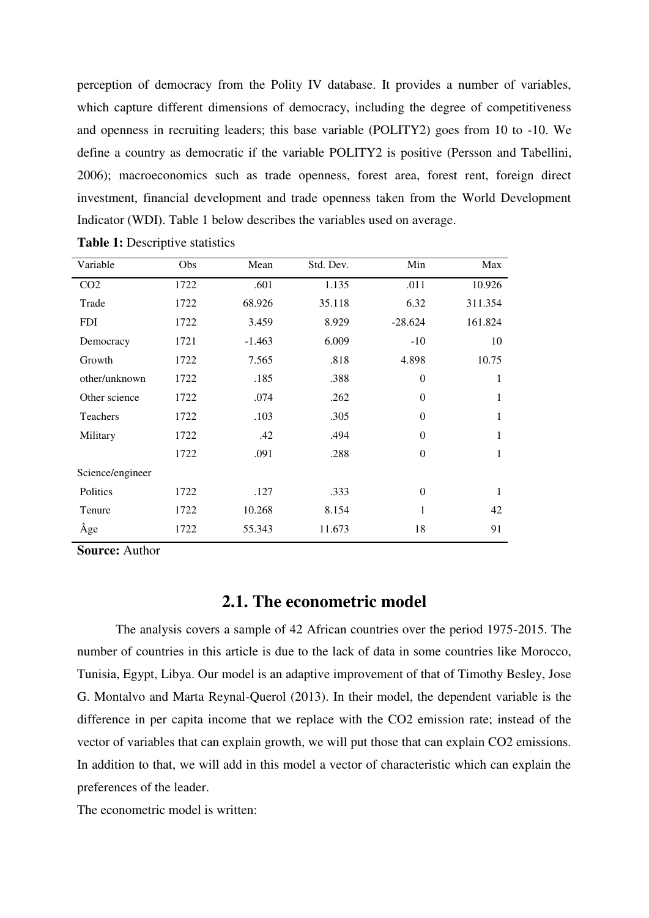perception of democracy from the Polity IV database. It provides a number of variables, which capture different dimensions of democracy, including the degree of competitiveness and openness in recruiting leaders; this base variable (POLITY2) goes from 10 to -10. We define a country as democratic if the variable POLITY2 is positive (Persson and Tabellini, 2006); macroeconomics such as trade openness, forest area, forest rent, foreign direct investment, financial development and trade openness taken from the World Development Indicator (WDI). Table 1 below describes the variables used on average.

**Table 1:** Descriptive statistics

| Variable | Obs | Mean | Std. Dev. | Min | Max |
|---|---|---|---|---|---|
| CO2 | 1722 | .601 | 1.135 | .011 | 10.926 |
| Trade | 1722 | 68.926 | 35.118 | 6.32 | 311.354 |
| FDI | 1722 | 3.459 | 8.929 | -28.624 | 161.824 |
| Democracy | 1721 | -1.463 | 6.009 | -10 | 10 |
| Growth | 1722 | 7.565 | .818 | 4.898 | 10.75 |
| other/unknown | 1722 | .185 | .388 | 0 | 1 |
| Other science | 1722 | .074 | .262 | 0 | 1 |
| Teachers | 1722 | .103 | .305 | 0 | 1 |
| Military | 1722 | .42 | .494 | 0 | 1 |
| Science/engineer | 1722 | .091 | .288 | 0 | 1 |
| Politics | 1722 | .127 | .333 | 0 | 1 |
| Tenure | 1722 | 10.268 | 8.154 | 1 | 42 |
| Âge | 1722 | 55.343 | 11.673 | 18 | 91 |

**Source:** Author

## 2.1. The econometric model

The analysis covers a sample of 42 African countries over the period 1975-2015. The number of countries in this article is due to the lack of data in some countries like Morocco, Tunisia, Egypt, Libya. Our model is an adaptive improvement of that of Timothy Besley, Jose G. Montalvo and Marta Reynal-Querol (2013). In their model, the dependent variable is the difference in per capita income that we replace with the CO2 emission rate; instead of the vector of variables that can explain growth, we will put those that can explain CO2 emissions. In addition to that, we will add in this model a vector of characteristic which can explain the preferences of the leader.

The econometric model is written: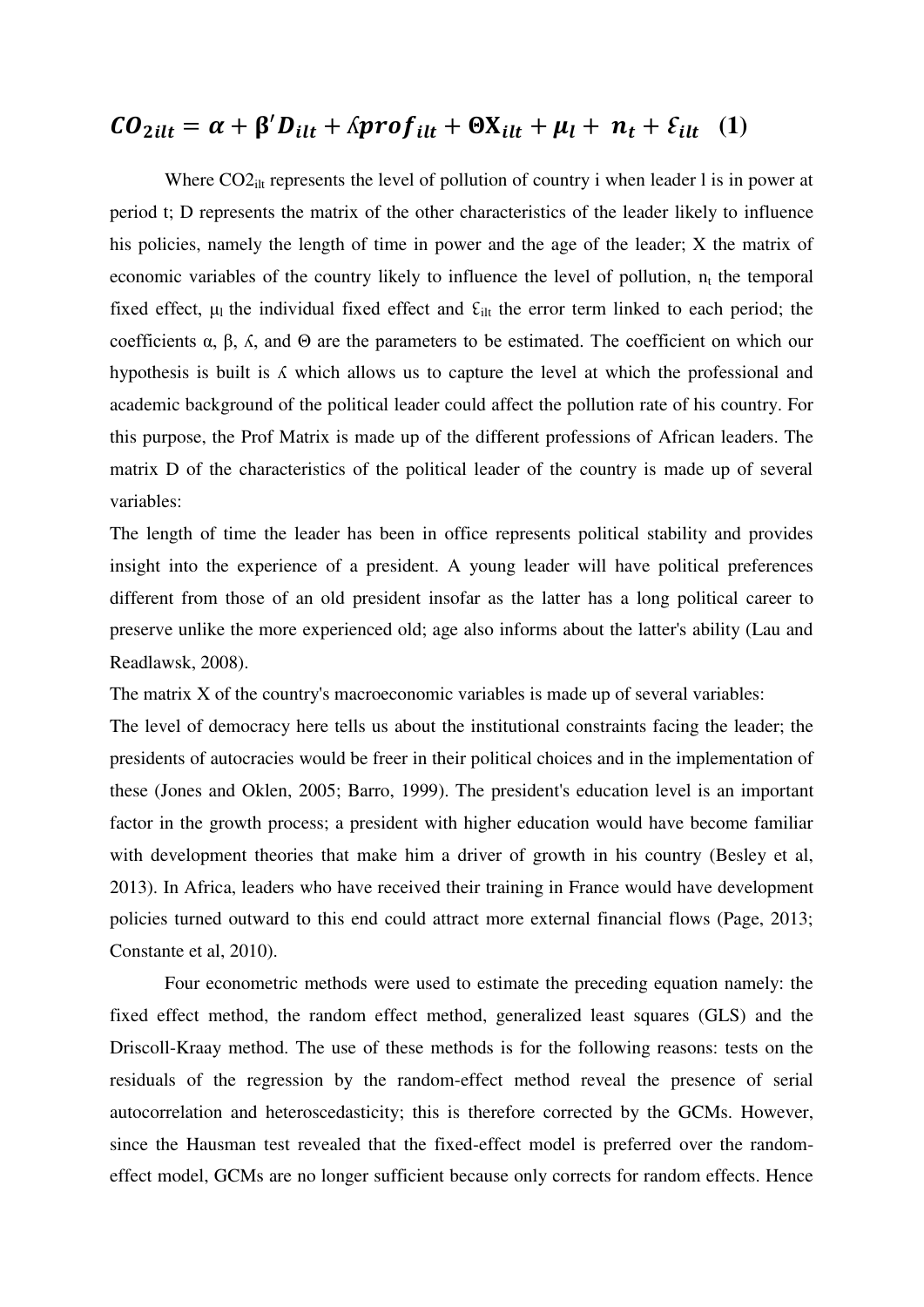$$CO_{2ilt} = \alpha + \beta' D_{ilt} + \text{ʎ} prof_{ilt} + \Theta X_{ilt} + \mu_l + n_t + \varepsilon_{ilt} \quad (1)$$

Where $CO2_{ilt}$ represents the level of pollution of country i when leader l is in power at period t; D represents the matrix of the other characteristics of the leader likely to influence his policies, namely the length of time in power and the age of the leader; X the matrix of economic variables of the country likely to influence the level of pollution, $n_t$ the temporal fixed effect, $\mu_l$ the individual fixed effect and $\varepsilon_{ilt}$ the error term linked to each period; the coefficients α, β, ʎ, and Θ are the parameters to be estimated. The coefficient on which our hypothesis is built is ʎ which allows us to capture the level at which the professional and academic background of the political leader could affect the pollution rate of his country. For this purpose, the Prof Matrix is made up of the different professions of African leaders. The matrix D of the characteristics of the political leader of the country is made up of several variables:

The length of time the leader has been in office represents political stability and provides insight into the experience of a president. A young leader will have political preferences different from those of an old president insofar as the latter has a long political career to preserve unlike the more experienced old; age also informs about the latter's ability (Lau and Readlawsk, 2008).

The matrix X of the country's macroeconomic variables is made up of several variables:

The level of democracy here tells us about the institutional constraints facing the leader; the presidents of autocracies would be freer in their political choices and in the implementation of these (Jones and Oklen, 2005; Barro, 1999). The president's education level is an important factor in the growth process; a president with higher education would have become familiar with development theories that make him a driver of growth in his country (Besley et al, 2013). In Africa, leaders who have received their training in France would have development policies turned outward to this end could attract more external financial flows (Page, 2013; Constante et al, 2010).

Four econometric methods were used to estimate the preceding equation namely: the fixed effect method, the random effect method, generalized least squares (GLS) and the Driscoll-Kraay method. The use of these methods is for the following reasons: tests on the residuals of the regression by the random-effect method reveal the presence of serial autocorrelation and heteroscedasticity; this is therefore corrected by the GCMs. However, since the Hausman test revealed that the fixed-effect model is preferred over the random-effect model, GCMs are no longer sufficient because only corrects for random effects. Hence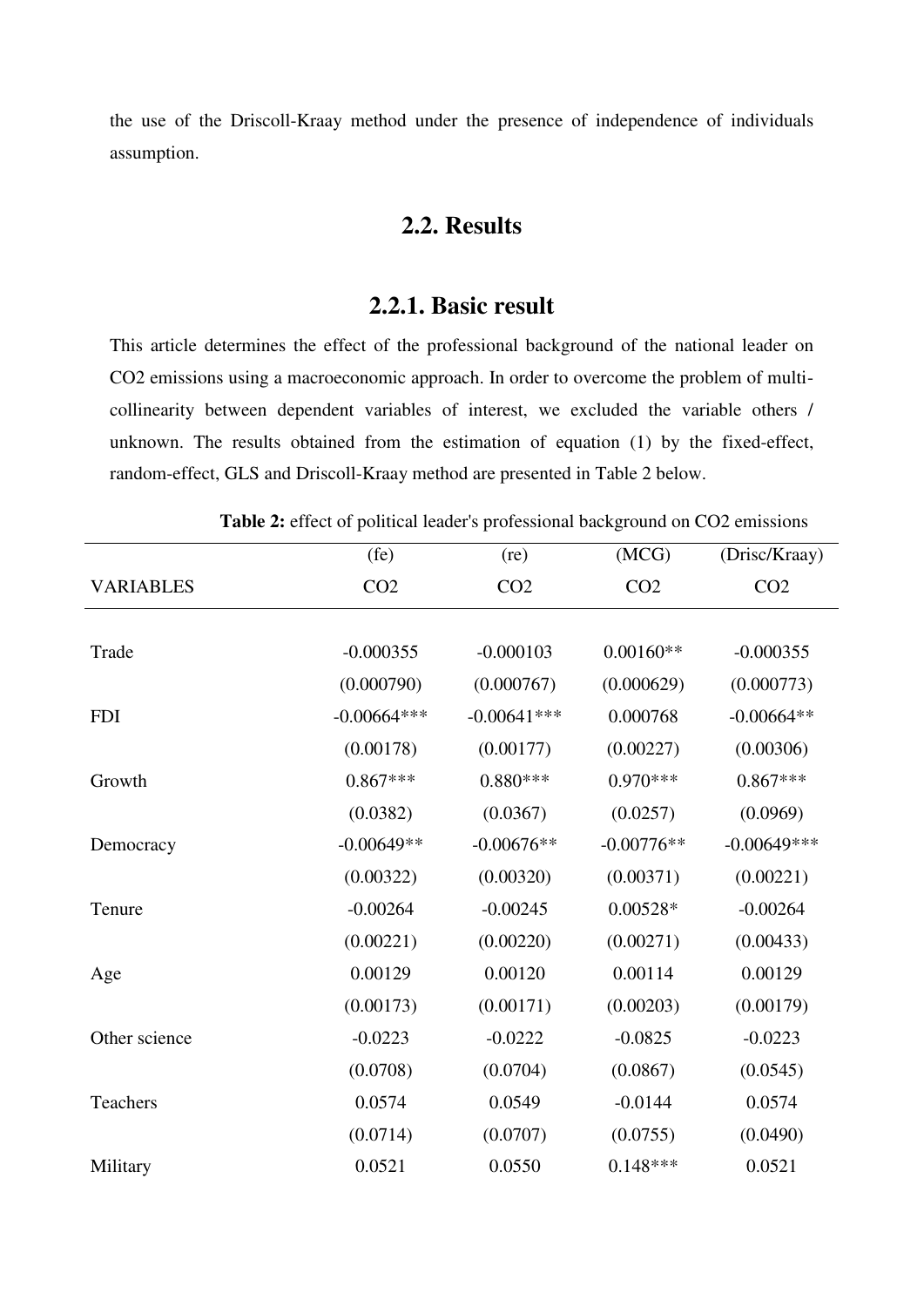the use of the Driscoll-Kraay method under the presence of independence of individuals assumption.

## 2.2. Results

### 2.2.1. Basic result

This article determines the effect of the professional background of the national leader on CO2 emissions using a macroeconomic approach. In order to overcome the problem of multi-collinearity between dependent variables of interest, we excluded the variable others / unknown. The results obtained from the estimation of equation (1) by the fixed-effect, random-effect, GLS and Driscoll-Kraay method are presented in Table 2 below.

**Table 2:** effect of political leader's professional background on CO2 emissions

| | (fe) | (re) | (MCG) | (Drisc/Kraay) |
|---|---|---|---|---|
| VARIABLES | CO2 | CO2 | CO2 | CO2 |
| | | | | |
| Trade | -0.000355 | -0.000103 | 0.00160** | -0.000355 |
| | (0.000790) | (0.000767) | (0.000629) | (0.000773) |
| FDI | -0.00664*** | -0.00641*** | 0.000768 | -0.00664** |
| | (0.00178) | (0.00177) | (0.00227) | (0.00306) |
| Growth | 0.867*** | 0.880*** | 0.970*** | 0.867*** |
| | (0.0382) | (0.0367) | (0.0257) | (0.0969) |
| Democracy | -0.00649** | -0.00676** | -0.00776** | -0.00649*** |
| | (0.00322) | (0.00320) | (0.00371) | (0.00221) |
| Tenure | -0.00264 | -0.00245 | 0.00528* | -0.00264 |
| | (0.00221) | (0.00220) | (0.00271) | (0.00433) |
| Age | 0.00129 | 0.00120 | 0.00114 | 0.00129 |
| | (0.00173) | (0.00171) | (0.00203) | (0.00179) |
| Other science | -0.0223 | -0.0222 | -0.0825 | -0.0223 |
| | (0.0708) | (0.0704) | (0.0867) | (0.0545) |
| Teachers | 0.0574 | 0.0549 | -0.0144 | 0.0574 |
| | (0.0714) | (0.0707) | (0.0755) | (0.0490) |
| Military | 0.0521 | 0.0550 | 0.148*** | 0.0521 |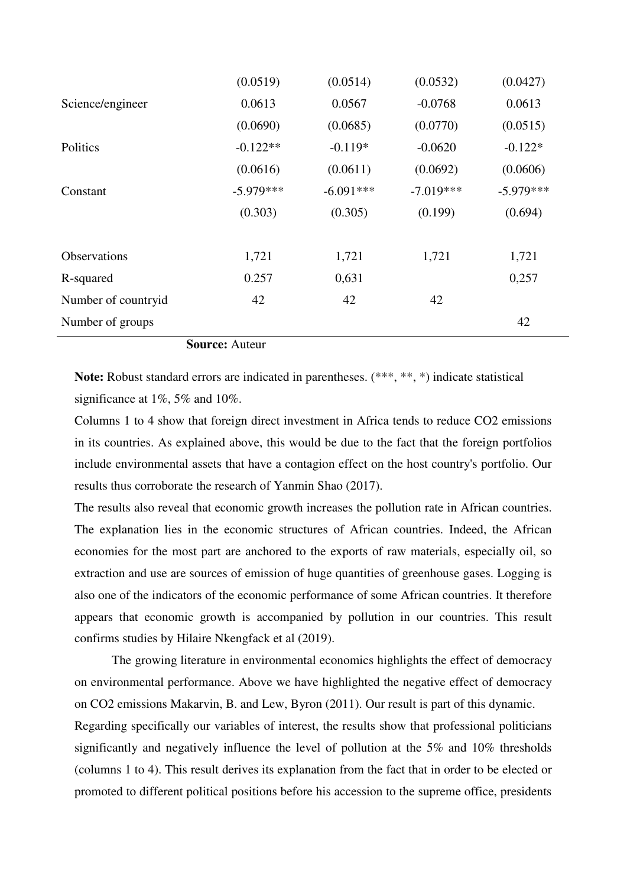| | | | | |
|---|---|---|---|---|
| | (0.0519) | (0.0514) | (0.0532) | (0.0427) |
| Science/engineer | 0.0613 | 0.0567 | -0.0768 | 0.0613 |
| | (0.0690) | (0.0685) | (0.0770) | (0.0515) |
| Politics | -0.122** | -0.119* | -0.0620 | -0.122* |
| | (0.0616) | (0.0611) | (0.0692) | (0.0606) |
| Constant | -5.979*** | -6.091*** | -7.019*** | -5.979*** |
| | (0.303) | (0.305) | (0.199) | (0.694) |
| | | | | |
| Observations | 1,721 | 1,721 | 1,721 | 1,721 |
| R-squared | 0.257 | 0,631 | | 0,257 |
| Number of countryid | 42 | 42 | 42 | |
| Number of groups | | | | 42 |

**Source:** Auteur

**Note:** Robust standard errors are indicated in parentheses. (***, **, *) indicate statistical significance at 1%, 5% and 10%.

Columns 1 to 4 show that foreign direct investment in Africa tends to reduce CO2 emissions in its countries. As explained above, this would be due to the fact that the foreign portfolios include environmental assets that have a contagion effect on the host country's portfolio. Our results thus corroborate the research of Yanmin Shao (2017).

The results also reveal that economic growth increases the pollution rate in African countries. The explanation lies in the economic structures of African countries. Indeed, the African economies for the most part are anchored to the exports of raw materials, especially oil, so extraction and use are sources of emission of huge quantities of greenhouse gases. Logging is also one of the indicators of the economic performance of some African countries. It therefore appears that economic growth is accompanied by pollution in our countries. This result confirms studies by Hilaire Nkengfack et al (2019).

The growing literature in environmental economics highlights the effect of democracy on environmental performance. Above we have highlighted the negative effect of democracy on CO2 emissions Makarvin, B. and Lew, Byron (2011). Our result is part of this dynamic.

Regarding specifically our variables of interest, the results show that professional politicians significantly and negatively influence the level of pollution at the 5% and 10% thresholds (columns 1 to 4). This result derives its explanation from the fact that in order to be elected or promoted to different political positions before his accession to the supreme office, presidents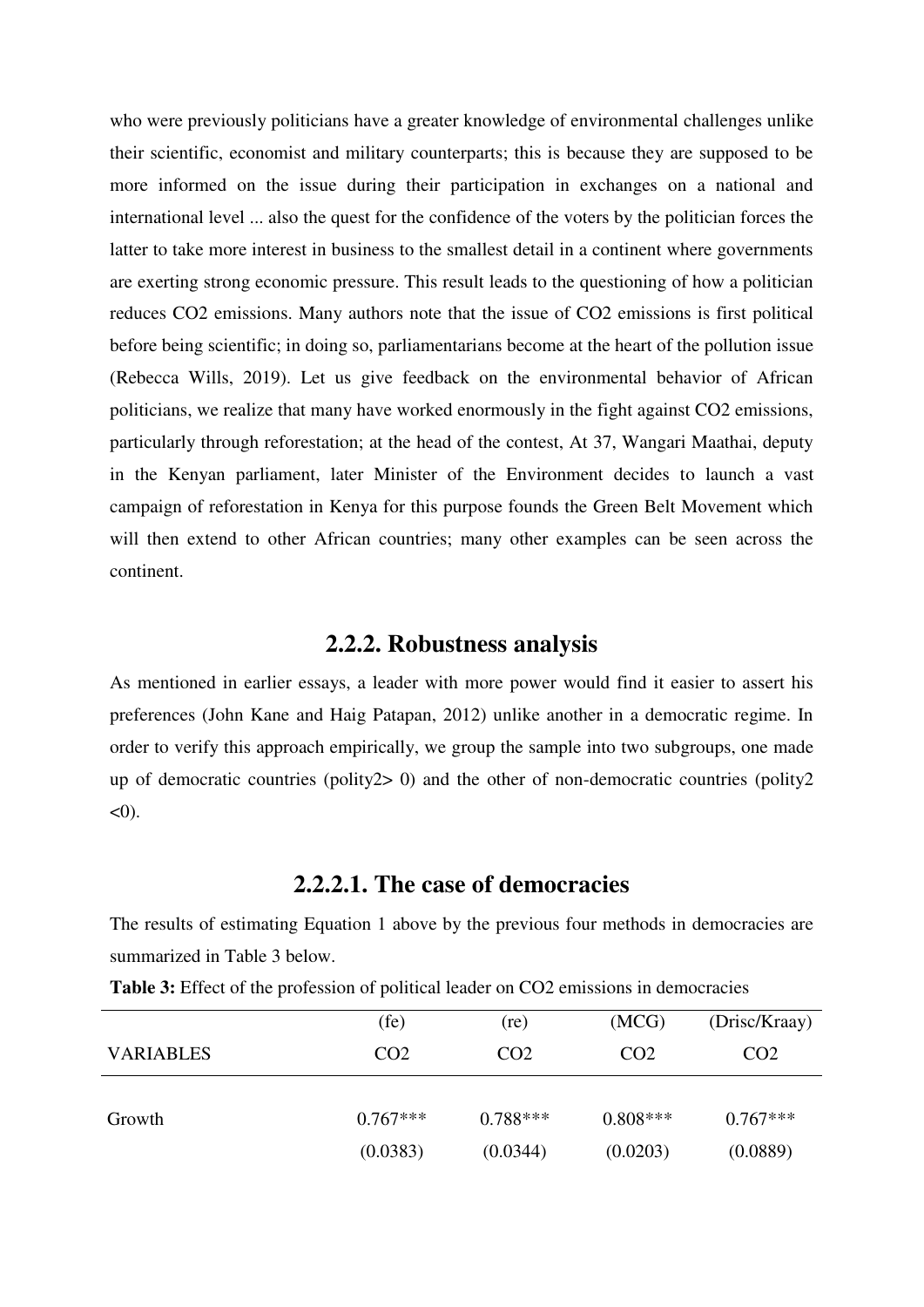who were previously politicians have a greater knowledge of environmental challenges unlike their scientific, economist and military counterparts; this is because they are supposed to be more informed on the issue during their participation in exchanges on a national and international level ... also the quest for the confidence of the voters by the politician forces the latter to take more interest in business to the smallest detail in a continent where governments are exerting strong economic pressure. This result leads to the questioning of how a politician reduces $CO_2$ emissions. Many authors note that the issue of $CO_2$ emissions is first political before being scientific; in doing so, parliamentarians become at the heart of the pollution issue (Rebecca Wills, 2019). Let us give feedback on the environmental behavior of African politicians, we realize that many have worked enormously in the fight against $CO_2$ emissions, particularly through reforestation; at the head of the contest, At 37, Wangari Maathai, deputy in the Kenyan parliament, later Minister of the Environment decides to launch a vast campaign of reforestation in Kenya for this purpose founds the Green Belt Movement which will then extend to other African countries; many other examples can be seen across the continent.

### 2.2.2. Robustness analysis

As mentioned in earlier essays, a leader with more power would find it easier to assert his preferences (John Kane and Haig Patapan, 2012) unlike another in a democratic regime. In order to verify this approach empirically, we group the sample into two subgroups, one made up of democratic countries (polity2> 0) and the other of non-democratic countries (polity2 <0).

#### 2.2.2.1. The case of democracies

The results of estimating Equation 1 above by the previous four methods in democracies are summarized in Table 3 below.

**Table 3:** Effect of the profession of political leader on $CO_2$ emissions in democracies

| | (fe) | (re) | (MCG) | (Drisc/Kraay) |
|---|---|---|---|---|
| VARIABLES | CO2 | CO2 | CO2 | CO2 |
| Growth | 0.767*** | 0.788*** | 0.808*** | 0.767*** |
| | (0.0383) | (0.0344) | (0.0203) | (0.0889) |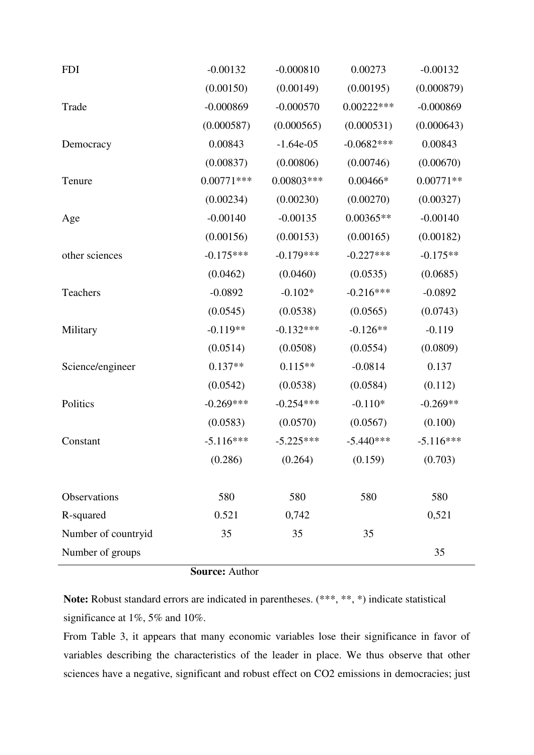| | | | | |
|---|---|---|---|---|
| FDI | -0.00132 | -0.000810 | 0.00273 | -0.00132 |
| | (0.00150) | (0.00149) | (0.00195) | (0.000879) |
| Trade | -0.000869 | -0.000570 | 0.00222*** | -0.000869 |
| | (0.000587) | (0.000565) | (0.000531) | (0.000643) |
| Democracy | 0.00843 | -1.64e-05 | -0.0682*** | 0.00843 |
| | (0.00837) | (0.00806) | (0.00746) | (0.00670) |
| Tenure | 0.00771*** | 0.00803*** | 0.00466* | 0.00771** |
| | (0.00234) | (0.00230) | (0.00270) | (0.00327) |
| Age | -0.00140 | -0.00135 | 0.00365** | -0.00140 |
| | (0.00156) | (0.00153) | (0.00165) | (0.00182) |
| other sciences | -0.175*** | -0.179*** | -0.227*** | -0.175** |
| | (0.0462) | (0.0460) | (0.0535) | (0.0685) |
| Teachers | -0.0892 | -0.102* | -0.216*** | -0.0892 |
| | (0.0545) | (0.0538) | (0.0565) | (0.0743) |
| Military | -0.119** | -0.132*** | -0.126** | -0.119 |
| | (0.0514) | (0.0508) | (0.0554) | (0.0809) |
| Science/engineer | 0.137** | 0.115** | -0.0814 | 0.137 |
| | (0.0542) | (0.0538) | (0.0584) | (0.112) |
| Politics | -0.269*** | -0.254*** | -0.110* | -0.269** |
| | (0.0583) | (0.0570) | (0.0567) | (0.100) |
| Constant | -5.116*** | -5.225*** | -5.440*** | -5.116*** |
| | (0.286) | (0.264) | (0.159) | (0.703) |
| | | | | |
| Observations | 580 | 580 | 580 | 580 |
| R-squared | 0.521 | 0,742 | | 0,521 |
| Number of countryid | 35 | 35 | 35 | |
| Number of groups | | | | 35 |

**Source:** Author

**Note:** Robust standard errors are indicated in parentheses. (***, **, *) indicate statistical significance at 1%, 5% and 10%.

From Table 3, it appears that many economic variables lose their significance in favor of variables describing the characteristics of the leader in place. We thus observe that other sciences have a negative, significant and robust effect on $CO_2$ emissions in democracies; just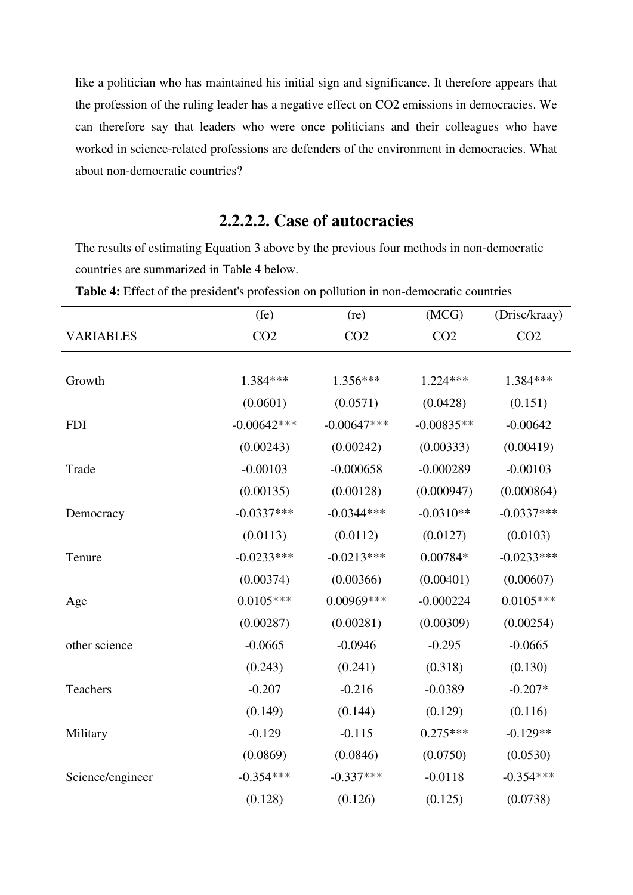like a politician who has maintained his initial sign and significance. It therefore appears that the profession of the ruling leader has a negative effect on CO2 emissions in democracies. We can therefore say that leaders who were once politicians and their colleagues who have worked in science-related professions are defenders of the environment in democracies. What about non-democratic countries?

### 2.2.2.2. Case of autocracies

The results of estimating Equation 3 above by the previous four methods in non-democratic countries are summarized in Table 4 below.

**Table 4:** Effect of the president's profession on pollution in non-democratic countries

| | (fe) | (re) | (MCG) | (Drisc/kraay) |
|---|---|---|---|---|
| VARIABLES | CO2 | CO2 | CO2 | CO2 |
| | | | | |
| Growth | 1.384*** | 1.356*** | 1.224*** | 1.384*** |
| | (0.0601) | (0.0571) | (0.0428) | (0.151) |
| FDI | -0.00642*** | -0.00647*** | -0.00835** | -0.00642 |
| | (0.00243) | (0.00242) | (0.00333) | (0.00419) |
| Trade | -0.00103 | -0.000658 | -0.000289 | -0.00103 |
| | (0.00135) | (0.00128) | (0.000947) | (0.000864) |
| Democracy | -0.0337*** | -0.0344*** | -0.0310** | -0.0337*** |
| | (0.0113) | (0.0112) | (0.0127) | (0.0103) |
| Tenure | -0.0233*** | -0.0213*** | 0.00784* | -0.0233*** |
| | (0.00374) | (0.00366) | (0.00401) | (0.00607) |
| Age | 0.0105*** | 0.00969*** | -0.000224 | 0.0105*** |
| | (0.00287) | (0.00281) | (0.00309) | (0.00254) |
| other science | -0.0665 | -0.0946 | -0.295 | -0.0665 |
| | (0.243) | (0.241) | (0.318) | (0.130) |
| Teachers | -0.207 | -0.216 | -0.0389 | -0.207* |
| | (0.149) | (0.144) | (0.129) | (0.116) |
| Military | -0.129 | -0.115 | 0.275*** | -0.129** |
| | (0.0869) | (0.0846) | (0.0750) | (0.0530) |
| Science/engineer | -0.354*** | -0.337*** | -0.0118 | -0.354*** |
| | (0.128) | (0.126) | (0.125) | (0.0738) |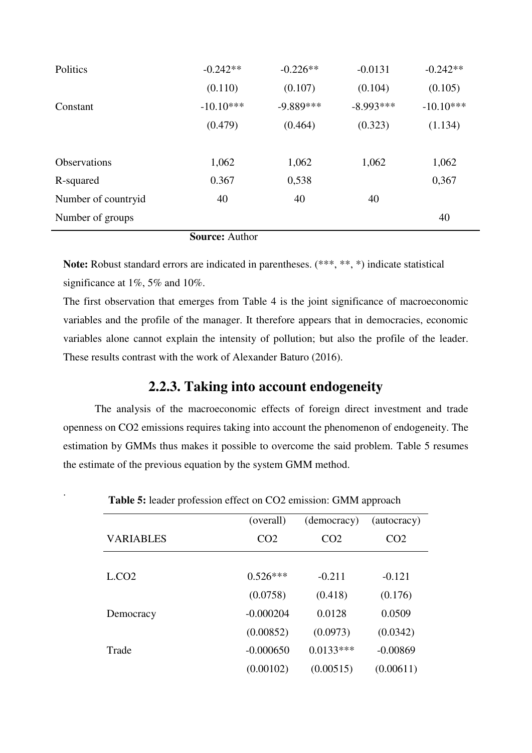| Politics | -0.242** | -0.226** | -0.0131 | -0.242** |
|---|---|---|---|---|
| | (0.110) | (0.107) | (0.104) | (0.105) |
| Constant | -10.10*** | -9.889*** | -8.993*** | -10.10*** |
| | (0.479) | (0.464) | (0.323) | (1.134) |
| | | | | |
| Observations | 1,062 | 1,062 | 1,062 | 1,062 |
| R-squared | 0.367 | 0,538 | | 0,367 |
| Number of countryid | 40 | 40 | 40 | |
| Number of groups | | | | 40 |

**Source:** Author

**Note:** Robust standard errors are indicated in parentheses. (***, **, *) indicate statistical significance at 1%, 5% and 10%.

The first observation that emerges from Table 4 is the joint significance of macroeconomic variables and the profile of the manager. It therefore appears that in democracies, economic variables alone cannot explain the intensity of pollution; but also the profile of the leader. These results contrast with the work of Alexander Baturo (2016).

### 2.2.3. Taking into account endogeneity

The analysis of the macroeconomic effects of foreign direct investment and trade openness on $CO_2$ emissions requires taking into account the phenomenon of endogeneity. The estimation by GMMs thus makes it possible to overcome the said problem. Table 5 resumes the estimate of the previous equation by the system GMM method.

**Table 5:** leader profession effect on $CO_2$ emission: GMM approach

| | (overall) | (democracy) | (autocracy) |
|---|---|---|---|
| VARIABLES | CO2 | CO2 | CO2 |
| | | | |
| L.CO2 | 0.526*** | -0.211 | -0.121 |
| | (0.0758) | (0.418) | (0.176) |
| Democracy | -0.000204 | 0.0128 | 0.0509 |
| | (0.00852) | (0.0973) | (0.0342) |
| Trade | -0.000650 | 0.0133*** | -0.00869 |
| | (0.00102) | (0.00515) | (0.00611) |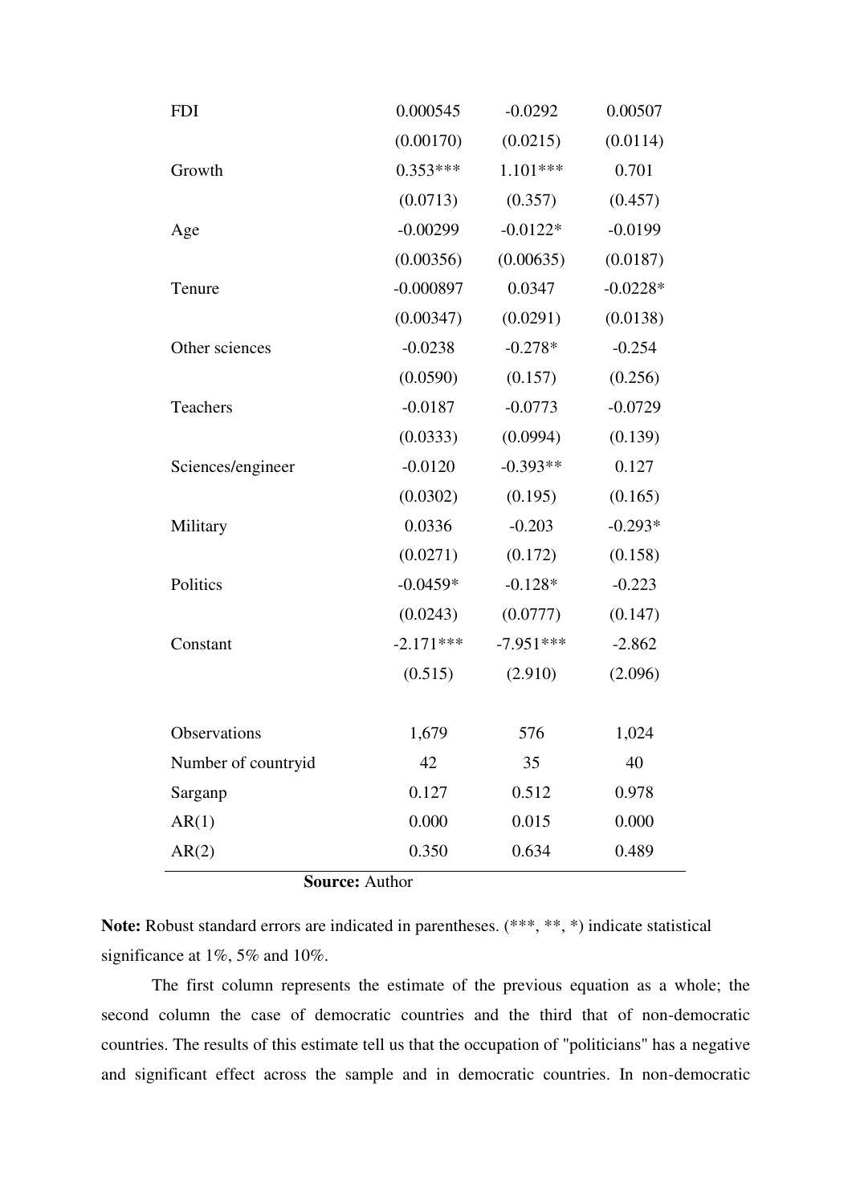| | | | |
|---|---|---|---|
| FDI | 0.000545 | -0.0292 | 0.00507 |
| | (0.00170) | (0.0215) | (0.0114) |
| Growth | 0.353*** | 1.101*** | 0.701 |
| | (0.0713) | (0.357) | (0.457) |
| Age | -0.00299 | -0.0122* | -0.0199 |
| | (0.00356) | (0.00635) | (0.0187) |
| Tenure | -0.000897 | 0.0347 | -0.0228* |
| | (0.00347) | (0.0291) | (0.0138) |
| Other sciences | -0.0238 | -0.278* | -0.254 |
| | (0.0590) | (0.157) | (0.256) |
| Teachers | -0.0187 | -0.0773 | -0.0729 |
| | (0.0333) | (0.0994) | (0.139) |
| Sciences/engineer | -0.0120 | -0.393** | 0.127 |
| | (0.0302) | (0.195) | (0.165) |
| Military | 0.0336 | -0.203 | -0.293* |
| | (0.0271) | (0.172) | (0.158) |
| Politics | -0.0459* | -0.128* | -0.223 |
| | (0.0243) | (0.0777) | (0.147) |
| Constant | -2.171*** | -7.951*** | -2.862 |
| | (0.515) | (2.910) | (2.096) |
| | | | |
| Observations | 1,679 | 576 | 1,024 |
| Number of countryid | 42 | 35 | 40 |
| Sarganp | 0.127 | 0.512 | 0.978 |
| AR(1) | 0.000 | 0.015 | 0.000 |
| AR(2) | 0.350 | 0.634 | 0.489 |

**Source:** Author

**Note:** Robust standard errors are indicated in parentheses. (***, **, *) indicate statistical significance at 1%, 5% and 10%.

The first column represents the estimate of the previous equation as a whole; the second column the case of democratic countries and the third that of non-democratic countries. The results of this estimate tell us that the occupation of "politicians" has a negative and significant effect across the sample and in democratic countries. In non-democratic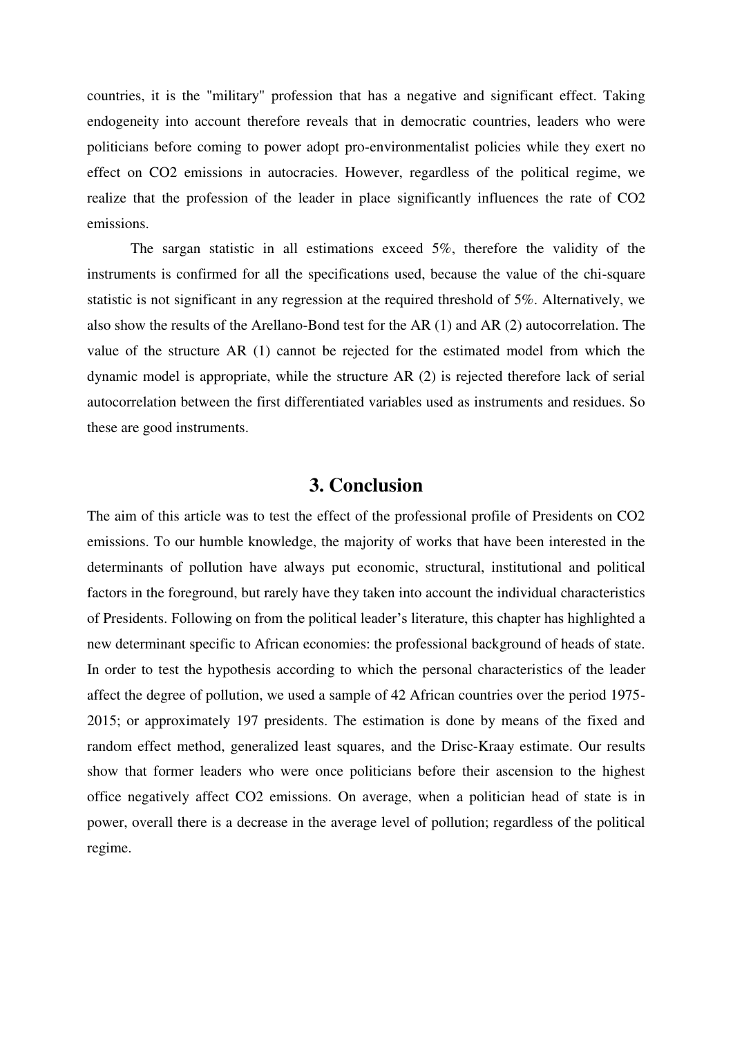countries, it is the "military" profession that has a negative and significant effect. Taking endogeneity into account therefore reveals that in democratic countries, leaders who were politicians before coming to power adopt pro-environmentalist policies while they exert no effect on $CO_2$ emissions in autocracies. However, regardless of the political regime, we realize that the profession of the leader in place significantly influences the rate of $CO_2$ emissions.

The sargan statistic in all estimations exceed 5%, therefore the validity of the instruments is confirmed for all the specifications used, because the value of the chi-square statistic is not significant in any regression at the required threshold of 5%. Alternatively, we also show the results of the Arellano-Bond test for the AR (1) and AR (2) autocorrelation. The value of the structure AR (1) cannot be rejected for the estimated model from which the dynamic model is appropriate, while the structure AR (2) is rejected therefore lack of serial autocorrelation between the first differentiated variables used as instruments and residues. So these are good instruments.

## 3. Conclusion

The aim of this article was to test the effect of the professional profile of Presidents on $CO_2$ emissions. To our humble knowledge, the majority of works that have been interested in the determinants of pollution have always put economic, structural, institutional and political factors in the foreground, but rarely have they taken into account the individual characteristics of Presidents. Following on from the political leader's literature, this chapter has highlighted a new determinant specific to African economies: the professional background of heads of state. In order to test the hypothesis according to which the personal characteristics of the leader affect the degree of pollution, we used a sample of 42 African countries over the period 1975-2015; or approximately 197 presidents. The estimation is done by means of the fixed and random effect method, generalized least squares, and the Drisc-Kraay estimate. Our results show that former leaders who were once politicians before their ascension to the highest office negatively affect $CO_2$ emissions. On average, when a politician head of state is in power, overall there is a decrease in the average level of pollution; regardless of the political regime.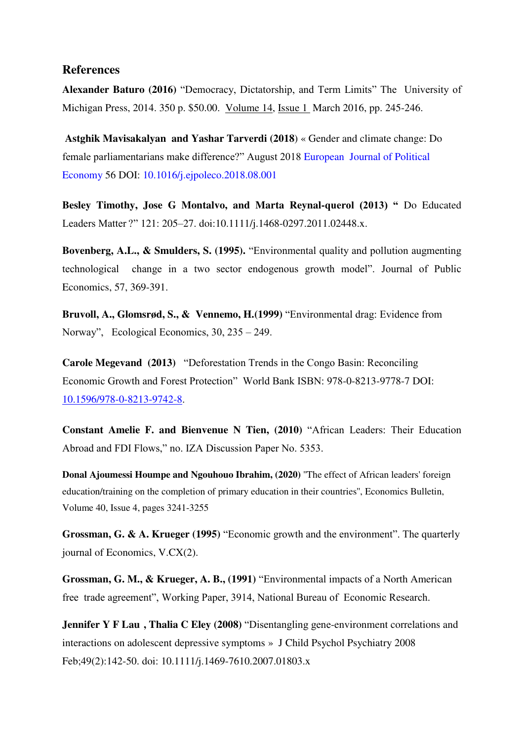## References

**Alexander Baturo (2016)** "Democracy, Dictatorship, and Term Limits" The University of Michigan Press, 2014. 350 p. $50.00. Volume 14, Issue 1 March 2016, pp. 245-246.

**Astghik Mavisakalyan and Yashar Tarverdi (2018)** « Gender and climate change: Do female parliamentarians make difference?" August 2018 European Journal of Political Economy 56 DOI: 10.1016/j.ejpoleco.2018.08.001

**Besley Timothy, Jose G Montalvo, and Marta Reynal-querol (2013) "** Do Educated Leaders Matter ?" 121: 205–27. doi:10.1111/j.1468-0297.2011.02448.x.

**Bovenberg, A.L., & Smulders, S. (1995).** "Environmental quality and pollution augmenting technological change in a two sector endogenous growth model". Journal of Public Economics, 57, 369-391.

**Bruvoll, A., Glomsrød, S., & Vennemo, H.(1999)** "Environmental drag: Evidence from Norway", Ecological Economics, 30, 235 – 249.

**Carole Megevand (2013)** "Deforestation Trends in the Congo Basin: Reconciling Economic Growth and Forest Protection" World Bank ISBN: 978-0-8213-9778-7 DOI: 10.1596/978-0-8213-9742-8.

**Constant Amelie F. and Bienvenue N Tien, (2010)** "African Leaders: Their Education Abroad and FDI Flows," no. IZA Discussion Paper No. 5353.

**Donal Ajoumessi Houmpe and Ngouhouo Ibrahim, (2020)** "The effect of African leaders' foreign education/training on the completion of primary education in their countries", Economics Bulletin, Volume 40, Issue 4, pages 3241-3255

**Grossman, G. & A. Krueger (1995)** "Economic growth and the environment". The quarterly journal of Economics, V.CX(2).

**Grossman, G. M., & Krueger, A. B., (1991)** "Environmental impacts of a North American free trade agreement", Working Paper, 3914, National Bureau of Economic Research.

**Jennifer Y F Lau , Thalia C Eley (2008)** "Disentangling gene-environment correlations and interactions on adolescent depressive symptoms » J Child Psychol Psychiatry 2008 Feb;49(2):142-50. doi: 10.1111/j.1469-7610.2007.01803.x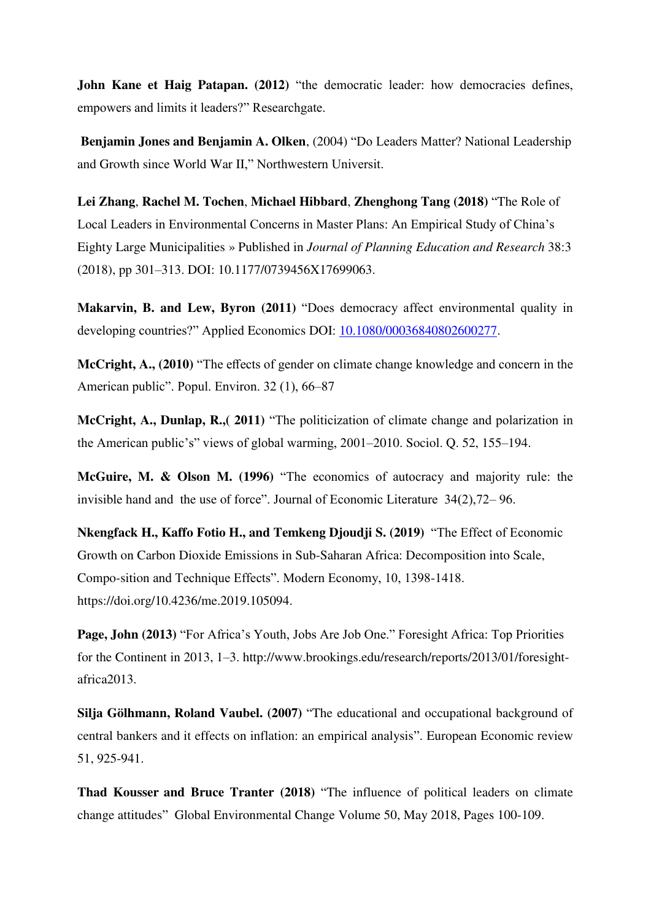**John Kane et Haig Patapan. (2012)** "the democratic leader: how democracies defines, empowers and limits it leaders?" Researchgate.

**Benjamin Jones and Benjamin A. Olken**, (2004) "Do Leaders Matter? National Leadership and Growth since World War II," Northwestern Universit.

**Lei Zhang**, **Rachel M. Tochen**, **Michael Hibbard**, **Zhenghong Tang (2018)** "The Role of Local Leaders in Environmental Concerns in Master Plans: An Empirical Study of China's Eighty Large Municipalities » Published in *Journal of Planning Education and Research* 38:3 (2018), pp 301–313. DOI: 10.1177/0739456X17699063.

**Makarvin, B. and Lew, Byron (2011)** "Does democracy affect environmental quality in developing countries?" Applied Economics DOI: [10.1080/00036840802600277](10.1080/00036840802600277).

**McCright, A., (2010)** "The effects of gender on climate change knowledge and concern in the American public". Popul. Environ. 32 (1), 66–87

**McCright, A., Dunlap, R.,( 2011)** "The politicization of climate change and polarization in the American public's" views of global warming, 2001–2010. Sociol. Q. 52, 155–194.

**McGuire, M. & Olson M. (1996)** "The economics of autocracy and majority rule: the invisible hand and the use of force". Journal of Economic Literature 34(2),72– 96.

**Nkengfack H., Kaffo Fotio H., and Temkeng Djoudji S. (2019)** "The Effect of Economic Growth on Carbon Dioxide Emissions in Sub-Saharan Africa: Decomposition into Scale, Compo-sition and Technique Effects". Modern Economy, 10, 1398-1418. https://doi.org/10.4236/me.2019.105094.

**Page, John (2013)** "For Africa's Youth, Jobs Are Job One." Foresight Africa: Top Priorities for the Continent in 2013, 1–3. http://www.brookings.edu/research/reports/2013/01/foresight-africa2013.

**Silja Gölhmann, Roland Vaubel. (2007)** "The educational and occupational background of central bankers and it effects on inflation: an empirical analysis". European Economic review 51, 925-941.

**Thad Kousser and Bruce Tranter (2018)** "The influence of political leaders on climate change attitudes" Global Environmental Change Volume 50, May 2018, Pages 100-109.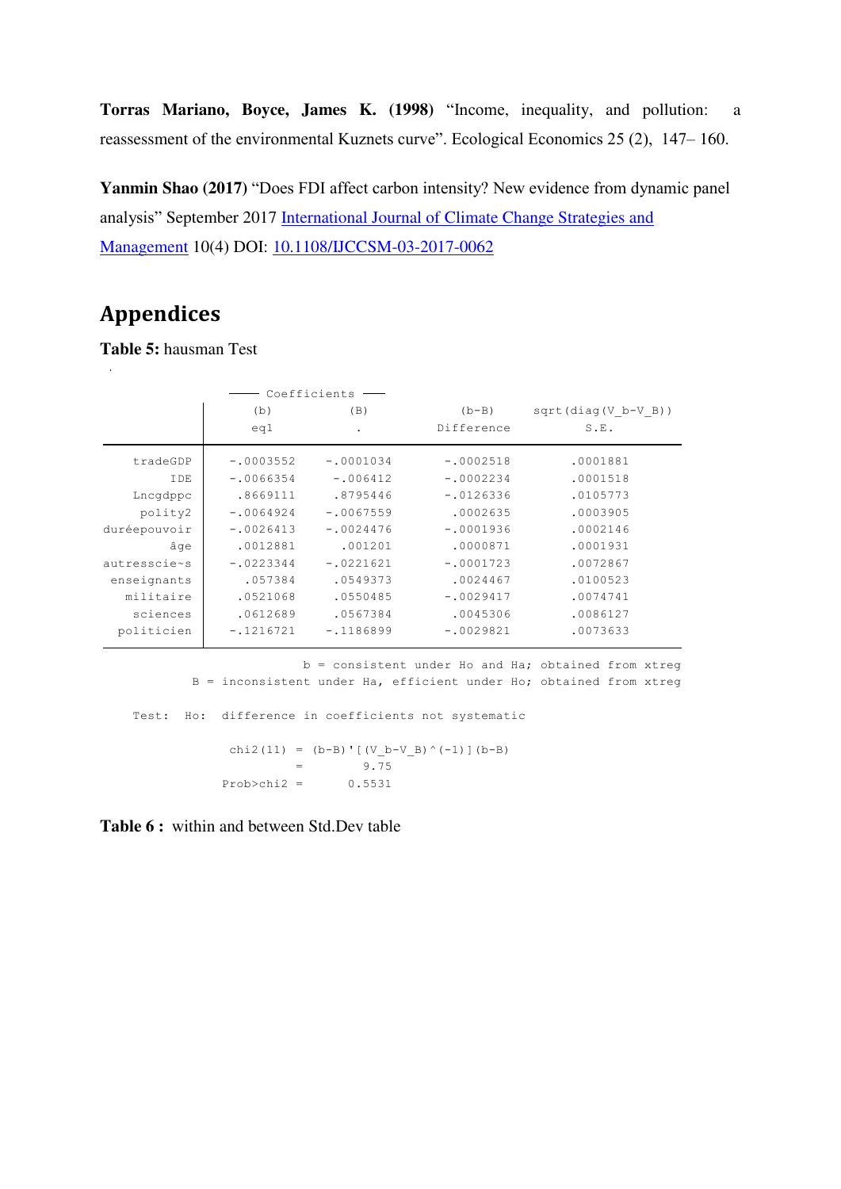**Torras Mariano, Boyce, James K. (1998)** "Income, inequality, and pollution: a reassessment of the environmental Kuznets curve". Ecological Economics 25 (2), 147– 160.

**Yanmin Shao (2017)** "Does FDI affect carbon intensity? New evidence from dynamic panel analysis" September 2017 International Journal of Climate Change Strategies and Management 10(4) DOI: 10.1108/IJCCSM-03-2017-0062

## Appendices

**Table 5:** hausman Test

| | Coefficients (b) eq1 | (B) . | (b-B) Difference | sqrt(diag(V_b-V_B)) S.E. |
|---|---|---|---|---|
| tradeGDP | -.0003552 | -.0001034 | -.0002518 | .0001881 |
| IDE | -.0066354 | -.006412 | -.0002234 | .0001518 |
| Lncgdppc | .8669111 | .8795446 | -.0126336 | .0105773 |
| polity2 | -.0064924 | -.0067559 | .0002635 | .0003905 |
| duréepouvoir | -.0026413 | -.0024476 | -.0001936 | .0002146 |
| âge | .0012881 | .001201 | .0000871 | .0001931 |
| autresscie~s | -.0223344 | -.0221621 | -.0001723 | .0072867 |
| enseignants | .057384 | .0549373 | .0024467 | .0100523 |
| militaire | .0521068 | .0550485 | -.0029417 | .0074741 |
| sciences | .0612689 | .0567384 | .0045306 | .0086127 |
| politicien | -.1216721 | -.1186899 | -.0029821 | .0073633 |

```
                 b = consistent under Ho and Ha; obtained from xtreg
  B = inconsistent under Ha, efficient under Ho; obtained from xtreg

Test:  Ho:  difference in coefficients not systematic

          chi2(11) = (b-B)'[(V_b-V_B)^(-1)](b-B)
                   =        9.75
        Prob>chi2 =      0.5531
```

**Table 6 :** within and between Std.Dev table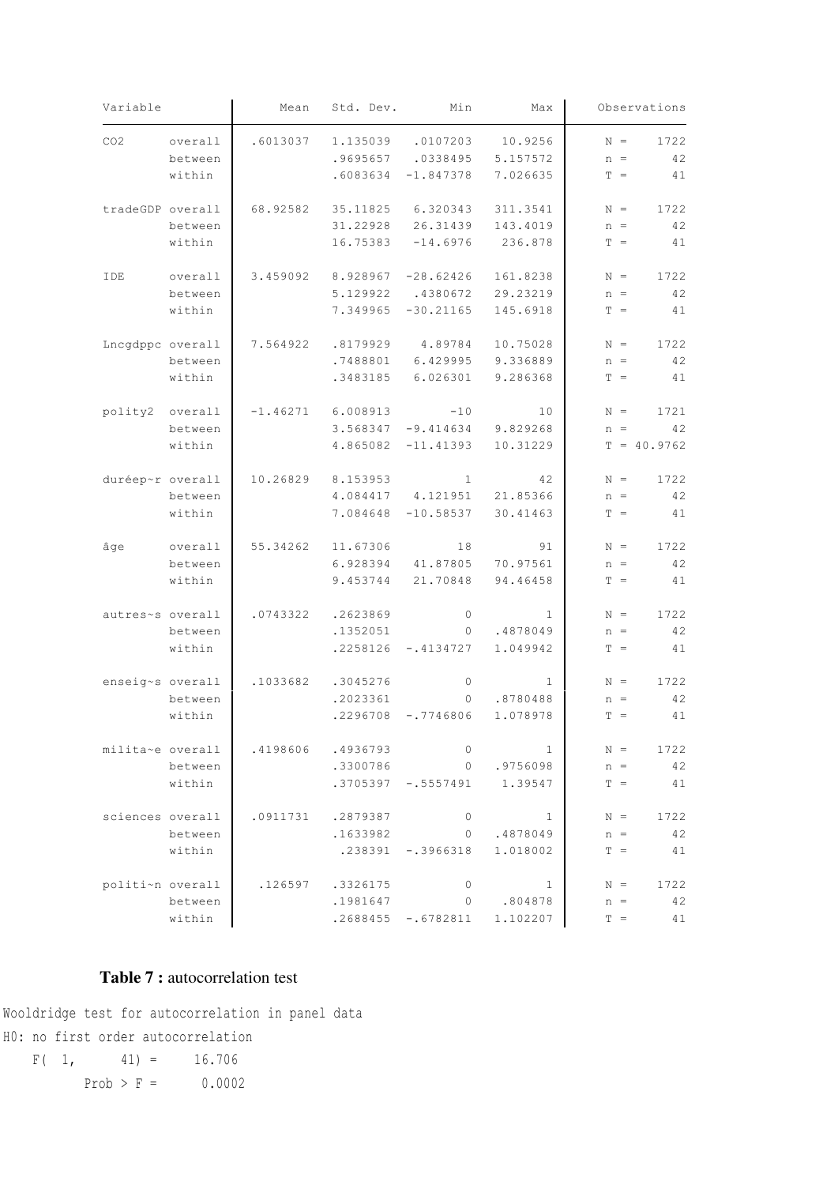| Variable | | Mean | Std. Dev. | Min | Max | Observations |
|---|---|---|---|---|---|---|
| CO2 | overall | .6013037 | 1.135039 | .0107203 | 10.9256 | N = 1722 |
| | between | | .9695657 | .0338495 | 5.157572 | n = 42 |
| | within | | .6083634 | -1.847378 | 7.026635 | T = 41 |
| tradeGDP | overall | 68.92582 | 35.11825 | 6.320343 | 311.3541 | N = 1722 |
| | between | | 31.22928 | 26.31439 | 143.4019 | n = 42 |
| | within | | 16.75383 | -14.6976 | 236.878 | T = 41 |
| IDE | overall | 3.459092 | 8.928967 | -28.62426 | 161.8238 | N = 1722 |
| | between | | 5.129922 | .4380672 | 29.23219 | n = 42 |
| | within | | 7.349965 | -30.21165 | 145.6918 | T = 41 |
| Lncgdppc | overall | 7.564922 | .8179929 | 4.89784 | 10.75028 | N = 1722 |
| | between | | .7488801 | 6.429995 | 9.336889 | n = 42 |
| | within | | .3483185 | 6.026301 | 9.286368 | T = 41 |
| polity2 | overall | -1.46271 | 6.008913 | -10 | 10 | N = 1721 |
| | between | | 3.568347 | -9.414634 | 9.829268 | n = 42 |
| | within | | 4.865082 | -11.41393 | 10.31229 | T = 40.9762 |
| duréep~r | overall | 10.26829 | 8.153953 | 1 | 42 | N = 1722 |
| | between | | 4.084417 | 4.121951 | 21.85366 | n = 42 |
| | within | | 7.084648 | -10.58537 | 30.41463 | T = 41 |
| âge | overall | 55.34262 | 11.67306 | 18 | 91 | N = 1722 |
| | between | | 6.928394 | 41.87805 | 70.97561 | n = 42 |
| | within | | 9.453744 | 21.70848 | 94.46458 | T = 41 |
| autres~s | overall | .0743322 | .2623869 | 0 | 1 | N = 1722 |
| | between | | .1352051 | 0 | .4878049 | n = 42 |
| | within | | .2258126 | -.4134727 | 1.049942 | T = 41 |
| enseig~s | overall | .1033682 | .3045276 | 0 | 1 | N = 1722 |
| | between | | .2023361 | 0 | .8780488 | n = 42 |
| | within | | .2296708 | -.7746806 | 1.078978 | T = 41 |
| milita~e | overall | .4198606 | .4936793 | 0 | 1 | N = 1722 |
| | between | | .3300786 | 0 | .9756098 | n = 42 |
| | within | | .3705397 | -.5557491 | 1.39547 | T = 41 |
| sciences | overall | .0911731 | .2879387 | 0 | 1 | N = 1722 |
| | between | | .1633982 | 0 | .4878049 | n = 42 |
| | within | | .238391 | -.3966318 | 1.018002 | T = 41 |
| politi~n | overall | .126597 | .3326175 | 0 | 1 | N = 1722 |
| | between | | .1981647 | 0 | .804878 | n = 42 |
| | within | | .2688455 | -.6782811 | 1.102207 | T = 41 |

**Table 7 :** autocorrelation test

```
Wooldridge test for autocorrelation in panel data
H0: no first order autocorrelation
    F(  1,       41) =     16.706
           Prob > F =      0.0002
```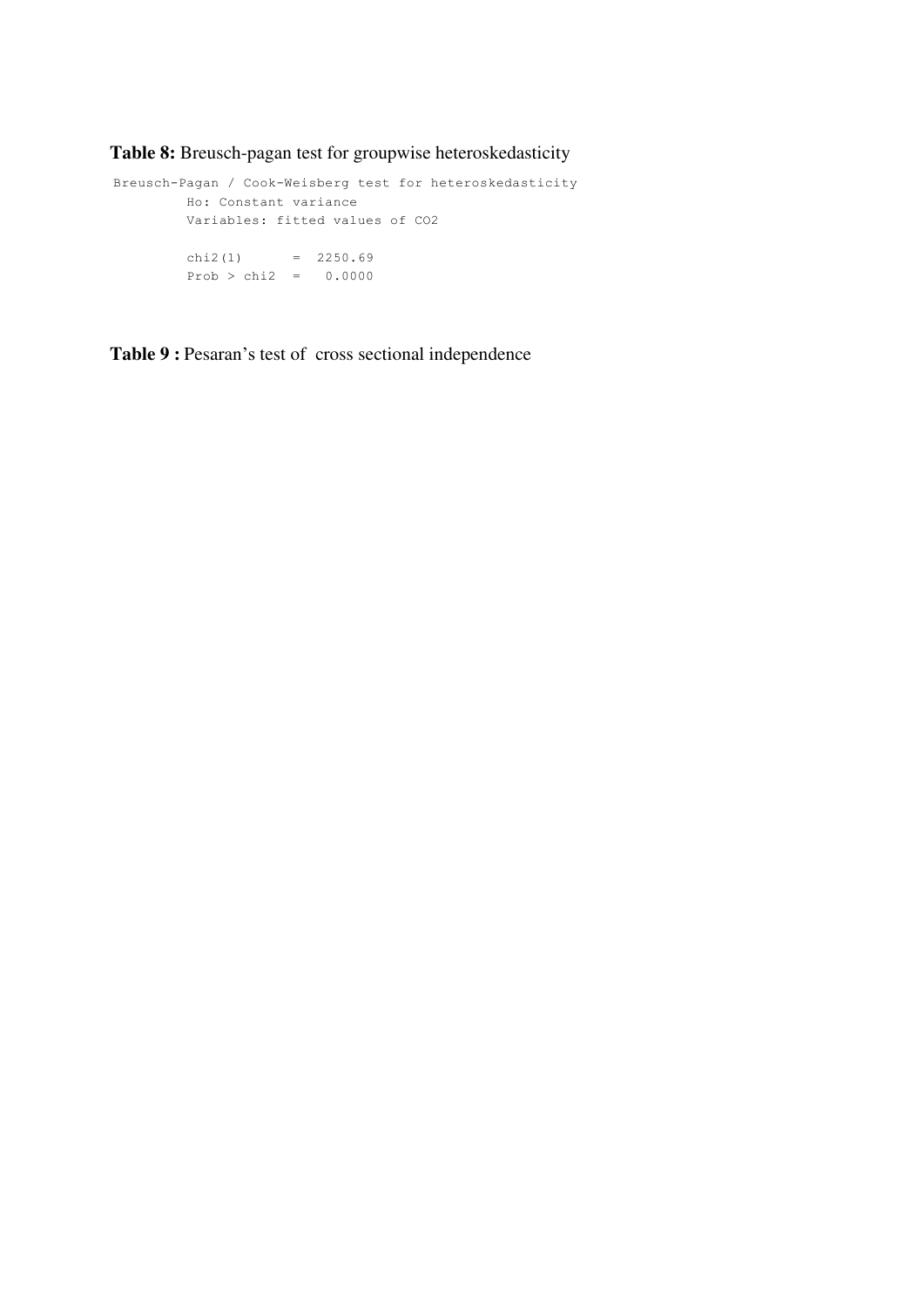**Table 8:** Breusch-pagan test for groupwise heteroskedasticity

```
Breusch-Pagan / Cook-Weisberg test for heteroskedasticity
         Ho: Constant variance
         Variables: fitted values of CO2

         chi2(1)      =  2250.69
         Prob > chi2  =   0.0000
```

**Table 9 :** Pesaran's test of cross sectional independence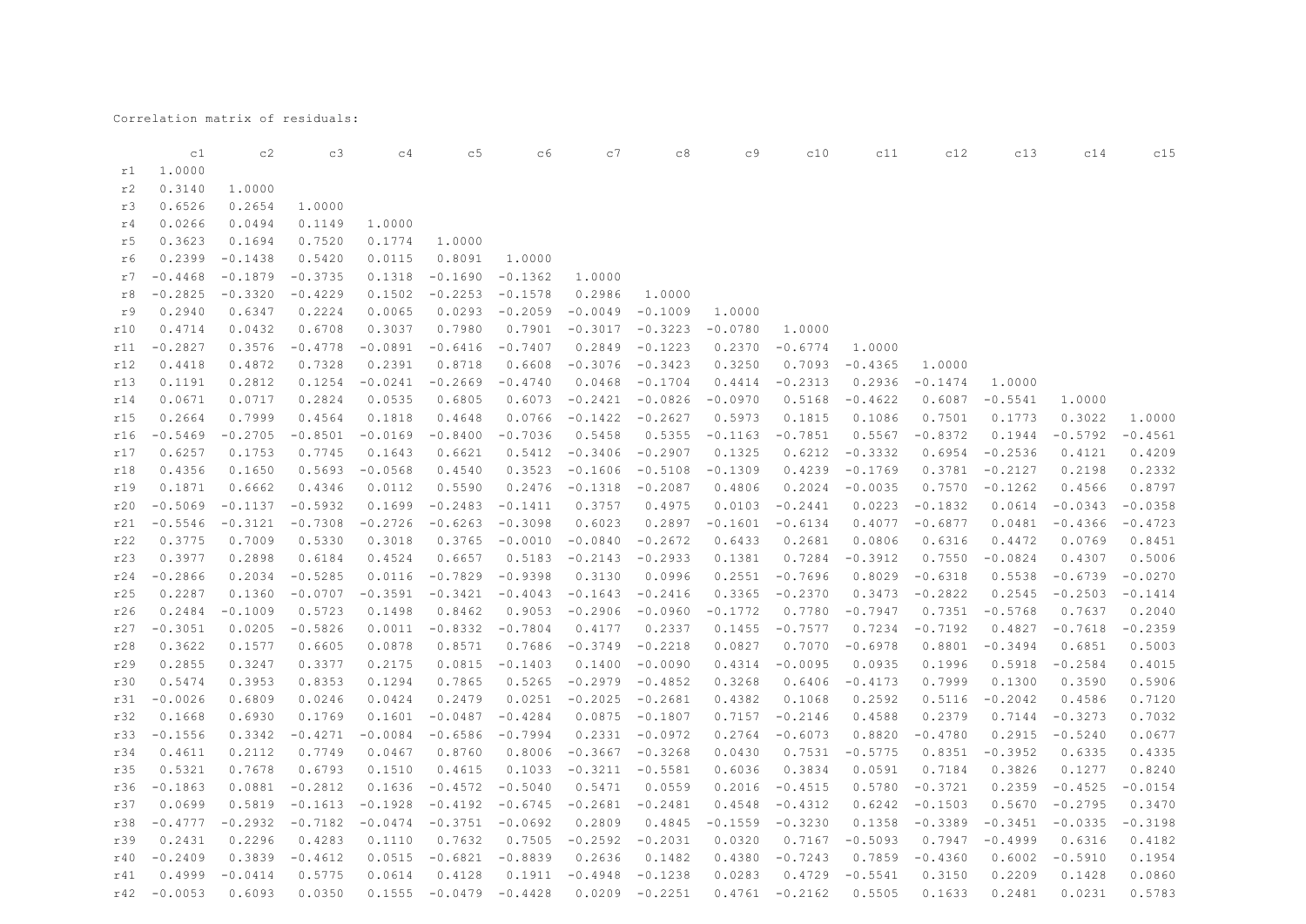Correlation matrix of residuals:

| | c1 | c2 | c3 | c4 | c5 | c6 | c7 | c8 | c9 | c10 | c11 | c12 | c13 | c14 | c15 |
|---|---|---|---|---|---|---|---|---|---|---|---|---|---|---|---|
| r1 | 1.0000 | | | | | | | | | | | | | | |
| r2 | 0.3140 | 1.0000 | | | | | | | | | | | | | |
| r3 | 0.6526 | 0.2654 | 1.0000 | | | | | | | | | | | | |
| r4 | 0.0266 | 0.0494 | 0.1149 | 1.0000 | | | | | | | | | | | |
| r5 | 0.3623 | 0.1694 | 0.7520 | 0.1774 | 1.0000 | | | | | | | | | | |
| r6 | 0.2399 | -0.1438 | 0.5420 | 0.0115 | 0.8091 | 1.0000 | | | | | | | | | |
| r7 | -0.4468 | -0.1879 | -0.3735 | 0.1318 | -0.1690 | -0.1362 | 1.0000 | | | | | | | | |
| r8 | -0.2825 | -0.3320 | -0.4229 | 0.1502 | -0.2253 | -0.1578 | 0.2986 | 1.0000 | | | | | | | |
| r9 | 0.2940 | 0.6347 | 0.2224 | 0.0065 | 0.0293 | -0.2059 | -0.0049 | -0.1009 | 1.0000 | | | | | | |
| r10 | 0.4714 | 0.0432 | 0.6708 | 0.3037 | 0.7980 | 0.7901 | -0.3017 | -0.3223 | -0.0780 | 1.0000 | | | | | |
| r11 | -0.2827 | 0.3576 | -0.4778 | -0.0891 | -0.6416 | -0.7407 | 0.2849 | -0.1223 | 0.2370 | -0.6774 | 1.0000 | | | | |
| r12 | 0.4418 | 0.4872 | 0.7328 | 0.2391 | 0.8718 | 0.6608 | -0.3076 | -0.3423 | 0.3250 | 0.7093 | -0.4365 | 1.0000 | | | |
| r13 | 0.1191 | 0.2812 | 0.1254 | -0.0241 | -0.2669 | -0.4740 | 0.0468 | -0.1704 | 0.4414 | -0.2313 | 0.2936 | -0.1474 | 1.0000 | | |
| r14 | 0.0671 | 0.0717 | 0.2824 | 0.0535 | 0.6805 | 0.6073 | -0.2421 | -0.0826 | -0.0970 | 0.5168 | -0.4622 | 0.6087 | -0.5541 | 1.0000 | |
| r15 | 0.2664 | 0.7999 | 0.4564 | 0.1818 | 0.4648 | 0.0766 | -0.1422 | -0.2627 | 0.5973 | 0.1815 | 0.1086 | 0.7501 | 0.1773 | 0.3022 | 1.0000 |
| r16 | -0.5469 | -0.2705 | -0.8501 | -0.0169 | -0.8400 | -0.7036 | 0.5458 | 0.5355 | -0.1163 | -0.7851 | 0.5567 | -0.8372 | 0.1944 | -0.5792 | -0.4561 |
| r17 | 0.6257 | 0.1753 | 0.7745 | 0.1643 | 0.6621 | 0.5412 | -0.3406 | -0.2907 | 0.1325 | 0.6212 | -0.3332 | 0.6954 | -0.2536 | 0.4121 | 0.4209 |
| r18 | 0.4356 | 0.1650 | 0.5693 | -0.0568 | 0.4540 | 0.3523 | -0.1606 | -0.5108 | -0.1309 | 0.4239 | -0.1769 | 0.3781 | -0.2127 | 0.2198 | 0.2332 |
| r19 | 0.1871 | 0.6662 | 0.4346 | 0.0112 | 0.5590 | 0.2476 | -0.1318 | -0.2087 | 0.4806 | 0.2024 | -0.0035 | 0.7570 | -0.1262 | 0.4566 | 0.8797 |
| r20 | -0.5069 | -0.1137 | -0.5932 | 0.1699 | -0.2483 | -0.1411 | 0.3757 | 0.4975 | 0.0103 | -0.2441 | 0.0223 | -0.1832 | 0.0614 | -0.0343 | -0.0358 |
| r21 | -0.5546 | -0.3121 | -0.7308 | -0.2726 | -0.6263 | -0.3098 | 0.6023 | 0.2897 | -0.1601 | -0.6134 | 0.4077 | -0.6877 | 0.0481 | -0.4366 | -0.4723 |
| r22 | 0.3775 | 0.7009 | 0.5330 | 0.3018 | 0.3765 | -0.0010 | -0.0840 | -0.2672 | 0.6433 | 0.2681 | 0.0806 | 0.6316 | 0.4472 | 0.0769 | 0.8451 |
| r23 | 0.3977 | 0.2898 | 0.6184 | 0.4524 | 0.6657 | 0.5183 | -0.2143 | -0.2933 | 0.1381 | 0.7284 | -0.3912 | 0.7550 | -0.0824 | 0.4307 | 0.5006 |
| r24 | -0.2866 | 0.2034 | -0.5285 | 0.0116 | -0.7829 | -0.9398 | 0.3130 | 0.0996 | 0.2551 | -0.7696 | 0.8029 | -0.6318 | 0.5538 | -0.6739 | -0.0270 |
| r25 | 0.2287 | 0.1360 | -0.0707 | -0.3591 | -0.3421 | -0.4043 | -0.1643 | -0.2416 | 0.3365 | -0.2370 | 0.3473 | -0.2822 | 0.2545 | -0.2503 | -0.1414 |
| r26 | 0.2484 | -0.1009 | 0.5723 | 0.1498 | 0.8462 | 0.9053 | -0.2906 | -0.0960 | -0.1772 | 0.7780 | -0.7947 | 0.7351 | -0.5768 | 0.7637 | 0.2040 |
| r27 | -0.3051 | 0.0205 | -0.5826 | 0.0011 | -0.8332 | -0.7804 | 0.4177 | 0.2337 | 0.1455 | -0.7577 | 0.7234 | -0.7192 | 0.4827 | -0.7618 | -0.2359 |
| r28 | 0.3622 | 0.1577 | 0.6605 | 0.0878 | 0.8571 | 0.7686 | -0.3749 | -0.2218 | 0.0827 | 0.7070 | -0.6978 | 0.8801 | -0.3494 | 0.6851 | 0.5003 |
| r29 | 0.2855 | 0.3247 | 0.3377 | 0.2175 | 0.0815 | -0.1403 | 0.1400 | -0.0090 | 0.4314 | -0.0095 | 0.0935 | 0.1996 | 0.5918 | -0.2584 | 0.4015 |
| r30 | 0.5474 | 0.3953 | 0.8353 | 0.1294 | 0.7865 | 0.5265 | -0.2979 | -0.4852 | 0.3268 | 0.6406 | -0.4173 | 0.7999 | 0.1300 | 0.3590 | 0.5906 |
| r31 | -0.0026 | 0.6809 | 0.0246 | 0.0424 | 0.2479 | 0.0251 | -0.2025 | -0.2681 | 0.4382 | 0.1068 | 0.2592 | 0.5116 | -0.2042 | 0.4586 | 0.7120 |
| r32 | 0.1668 | 0.6930 | 0.1769 | 0.1601 | -0.0487 | -0.4284 | 0.0875 | -0.1807 | 0.7157 | -0.2146 | 0.4588 | 0.2379 | 0.7144 | -0.3273 | 0.7032 |
| r33 | -0.1556 | 0.3342 | -0.4271 | -0.0084 | -0.6586 | -0.7994 | 0.2331 | -0.0972 | 0.2764 | -0.6073 | 0.8820 | -0.4780 | 0.2915 | -0.5240 | 0.0677 |
| r34 | 0.4611 | 0.2112 | 0.7749 | 0.0467 | 0.8760 | 0.8006 | -0.3667 | -0.3268 | 0.0430 | 0.7531 | -0.5775 | 0.8351 | -0.3952 | 0.6335 | 0.4335 |
| r35 | 0.5321 | 0.7678 | 0.6793 | 0.1510 | 0.4615 | 0.1033 | -0.3211 | -0.5581 | 0.6036 | 0.3834 | 0.0591 | 0.7184 | 0.3826 | 0.1277 | 0.8240 |
| r36 | -0.1863 | 0.0881 | -0.2812 | 0.1636 | -0.4572 | -0.5040 | 0.5471 | 0.0559 | 0.2016 | -0.4515 | 0.5780 | -0.3721 | 0.2359 | -0.4525 | -0.0154 |
| r37 | 0.0699 | 0.5819 | -0.1613 | -0.1928 | -0.4192 | -0.6745 | -0.2681 | -0.2481 | 0.4548 | -0.4312 | 0.6242 | -0.1503 | 0.5670 | -0.2795 | 0.3470 |
| r38 | -0.4777 | -0.2932 | -0.7182 | -0.0474 | -0.3751 | -0.0692 | 0.2809 | 0.4845 | -0.1559 | -0.3230 | 0.1358 | -0.3389 | -0.3451 | -0.0335 | -0.3198 |
| r39 | 0.2431 | 0.2296 | 0.4283 | 0.1110 | 0.7632 | 0.7505 | -0.2592 | -0.2031 | 0.0320 | 0.7167 | -0.5093 | 0.7947 | -0.4999 | 0.6316 | 0.4182 |
| r40 | -0.2409 | 0.3839 | -0.4612 | 0.0515 | -0.6821 | -0.8839 | 0.2636 | 0.1482 | 0.4380 | -0.7243 | 0.7859 | -0.4360 | 0.6002 | -0.5910 | 0.1954 |
| r41 | 0.4999 | -0.0414 | 0.5775 | 0.0614 | 0.4128 | 0.1911 | -0.4948 | -0.1238 | 0.0283 | 0.4729 | -0.5541 | 0.3150 | 0.2209 | 0.1428 | 0.0860 |
| r42 | -0.0053 | 0.6093 | 0.0350 | 0.1555 | -0.0479 | -0.4428 | 0.0209 | -0.2251 | 0.4761 | -0.2162 | 0.5505 | 0.1633 | 0.2481 | 0.0231 | 0.5783 |